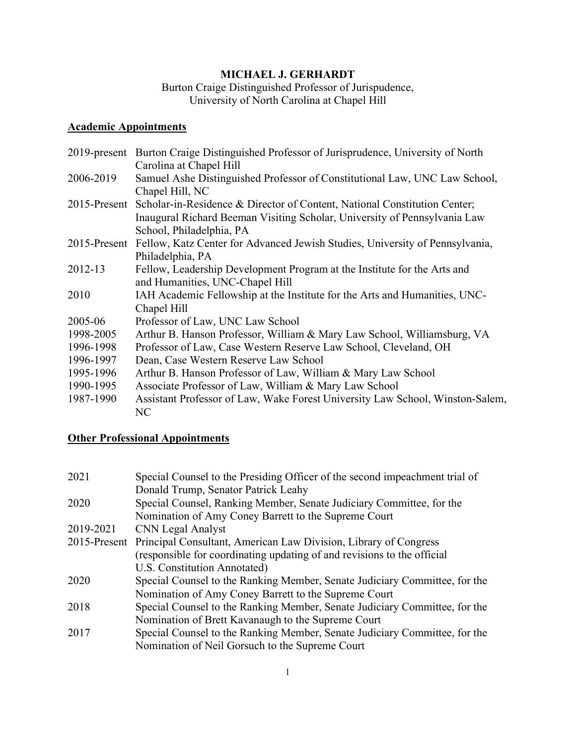# MICHAEL J. GERHARDT

Burton Craige Distinguished Professor of Jurispudence,
University of North Carolina at Chapel Hill

## Academic Appointments

| | |
|---|---|
| 2019-present | Burton Craige Distinguished Professor of Jurisprudence, University of North Carolina at Chapel Hill |
| 2006-2019 | Samuel Ashe Distinguished Professor of Constitutional Law, UNC Law School, Chapel Hill, NC |
| 2015-Present | Scholar-in-Residence & Director of Content, National Constitution Center; Inaugural Richard Beeman Visiting Scholar, University of Pennsylvania Law School, Philadelphia, PA |
| 2015-Present | Fellow, Katz Center for Advanced Jewish Studies, University of Pennsylvania, Philadelphia, PA |
| 2012-13 | Fellow, Leadership Development Program at the Institute for the Arts and and Humanities, UNC-Chapel Hill |
| 2010 | IAH Academic Fellowship at the Institute for the Arts and Humanities, UNC-Chapel Hill |
| 2005-06 | Professor of Law, UNC Law School |
| 1998-2005 | Arthur B. Hanson Professor, William & Mary Law School, Williamsburg, VA |
| 1996-1998 | Professor of Law, Case Western Reserve Law School, Cleveland, OH |
| 1996-1997 | Dean, Case Western Reserve Law School |
| 1995-1996 | Arthur B. Hanson Professor of Law, William & Mary Law School |
| 1990-1995 | Associate Professor of Law, William & Mary Law School |
| 1987-1990 | Assistant Professor of Law, Wake Forest University Law School, Winston-Salem, NC |

## Other Professional Appointments

| | |
|---|---|
| 2021 | Special Counsel to the Presiding Officer of the second impeachment trial of Donald Trump, Senator Patrick Leahy |
| 2020 | Special Counsel, Ranking Member, Senate Judiciary Committee, for the Nomination of Amy Coney Barrett to the Supreme Court |
| 2019-2021 | CNN Legal Analyst |
| 2015-Present | Principal Consultant, American Law Division, Library of Congress (responsible for coordinating updating of and revisions to the official U.S. Constitution Annotated) |
| 2020 | Special Counsel to the Ranking Member, Senate Judiciary Committee, for the Nomination of Amy Coney Barrett to the Supreme Court |
| 2018 | Special Counsel to the Ranking Member, Senate Judiciary Committee, for the Nomination of Brett Kavanaugh to the Supreme Court |
| 2017 | Special Counsel to the Ranking Member, Senate Judiciary Committee, for the Nomination of Neil Gorsuch to the Supreme Court |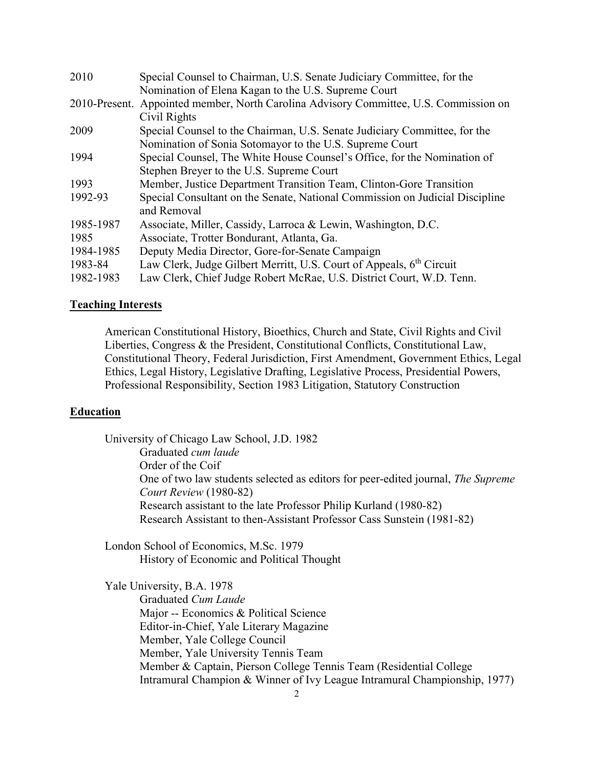| | |
|---|---|
| 2010 | Special Counsel to Chairman, U.S. Senate Judiciary Committee, for the Nomination of Elena Kagan to the U.S. Supreme Court |
| 2010-Present. | Appointed member, North Carolina Advisory Committee, U.S. Commission on Civil Rights |
| 2009 | Special Counsel to the Chairman, U.S. Senate Judiciary Committee, for the Nomination of Sonia Sotomayor to the U.S. Supreme Court |
| 1994 | Special Counsel, The White House Counsel's Office, for the Nomination of Stephen Breyer to the U.S. Supreme Court |
| 1993 | Member, Justice Department Transition Team, Clinton-Gore Transition |
| 1992-93 | Special Consultant on the Senate, National Commission on Judicial Discipline and Removal |
| 1985-1987 | Associate, Miller, Cassidy, Larroca & Lewin, Washington, D.C. |
| 1985 | Associate, Trotter Bondurant, Atlanta, Ga. |
| 1984-1985 | Deputy Media Director, Gore-for-Senate Campaign |
| 1983-84 | Law Clerk, Judge Gilbert Merritt, U.S. Court of Appeals, 6th Circuit |
| 1982-1983 | Law Clerk, Chief Judge Robert McRae, U.S. District Court, W.D. Tenn. |

## Teaching Interests

American Constitutional History, Bioethics, Church and State, Civil Rights and Civil Liberties, Congress & the President, Constitutional Conflicts, Constitutional Law, Constitutional Theory, Federal Jurisdiction, First Amendment, Government Ethics, Legal Ethics, Legal History, Legislative Drafting, Legislative Process, Presidential Powers, Professional Responsibility, Section 1983 Litigation, Statutory Construction

## Education

University of Chicago Law School, J.D. 1982

- Graduated *cum laude*
- Order of the Coif
- One of two law students selected as editors for peer-edited journal, *The Supreme Court Review* (1980-82)
- Research assistant to the late Professor Philip Kurland (1980-82)
- Research Assistant to then-Assistant Professor Cass Sunstein (1981-82)

London School of Economics, M.Sc. 1979

- History of Economic and Political Thought

Yale University, B.A. 1978

- Graduated *Cum Laude*
- Major -- Economics & Political Science
- Editor-in-Chief, Yale Literary Magazine
- Member, Yale College Council
- Member, Yale University Tennis Team
- Member & Captain, Pierson College Tennis Team (Residential College Intramural Champion & Winner of Ivy League Intramural Championship, 1977)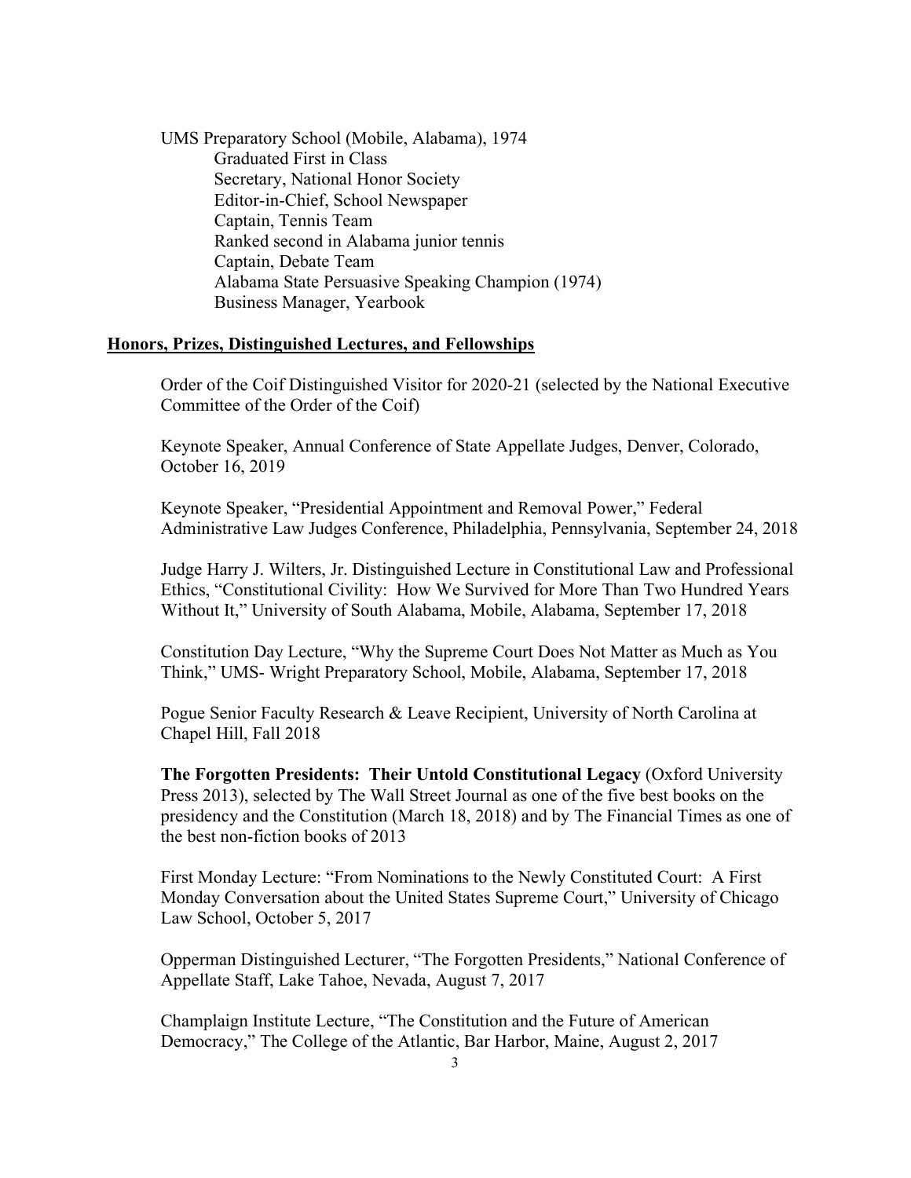UMS Preparatory School (Mobile, Alabama), 1974

- Graduated First in Class
- Secretary, National Honor Society
- Editor-in-Chief, School Newspaper
- Captain, Tennis Team
- Ranked second in Alabama junior tennis
- Captain, Debate Team
- Alabama State Persuasive Speaking Champion (1974)
- Business Manager, Yearbook

## Honors, Prizes, Distinguished Lectures, and Fellowships

Order of the Coif Distinguished Visitor for 2020-21 (selected by the National Executive Committee of the Order of the Coif)

Keynote Speaker, Annual Conference of State Appellate Judges, Denver, Colorado, October 16, 2019

Keynote Speaker, "Presidential Appointment and Removal Power," Federal Administrative Law Judges Conference, Philadelphia, Pennsylvania, September 24, 2018

Judge Harry J. Wilters, Jr. Distinguished Lecture in Constitutional Law and Professional Ethics, "Constitutional Civility: How We Survived for More Than Two Hundred Years Without It," University of South Alabama, Mobile, Alabama, September 17, 2018

Constitution Day Lecture, "Why the Supreme Court Does Not Matter as Much as You Think," UMS- Wright Preparatory School, Mobile, Alabama, September 17, 2018

Pogue Senior Faculty Research & Leave Recipient, University of North Carolina at Chapel Hill, Fall 2018

**The Forgotten Presidents: Their Untold Constitutional Legacy** (Oxford University Press 2013), selected by The Wall Street Journal as one of the five best books on the presidency and the Constitution (March 18, 2018) and by The Financial Times as one of the best non-fiction books of 2013

First Monday Lecture: "From Nominations to the Newly Constituted Court: A First Monday Conversation about the United States Supreme Court," University of Chicago Law School, October 5, 2017

Opperman Distinguished Lecturer, "The Forgotten Presidents," National Conference of Appellate Staff, Lake Tahoe, Nevada, August 7, 2017

Champlaign Institute Lecture, "The Constitution and the Future of American Democracy," The College of the Atlantic, Bar Harbor, Maine, August 2, 2017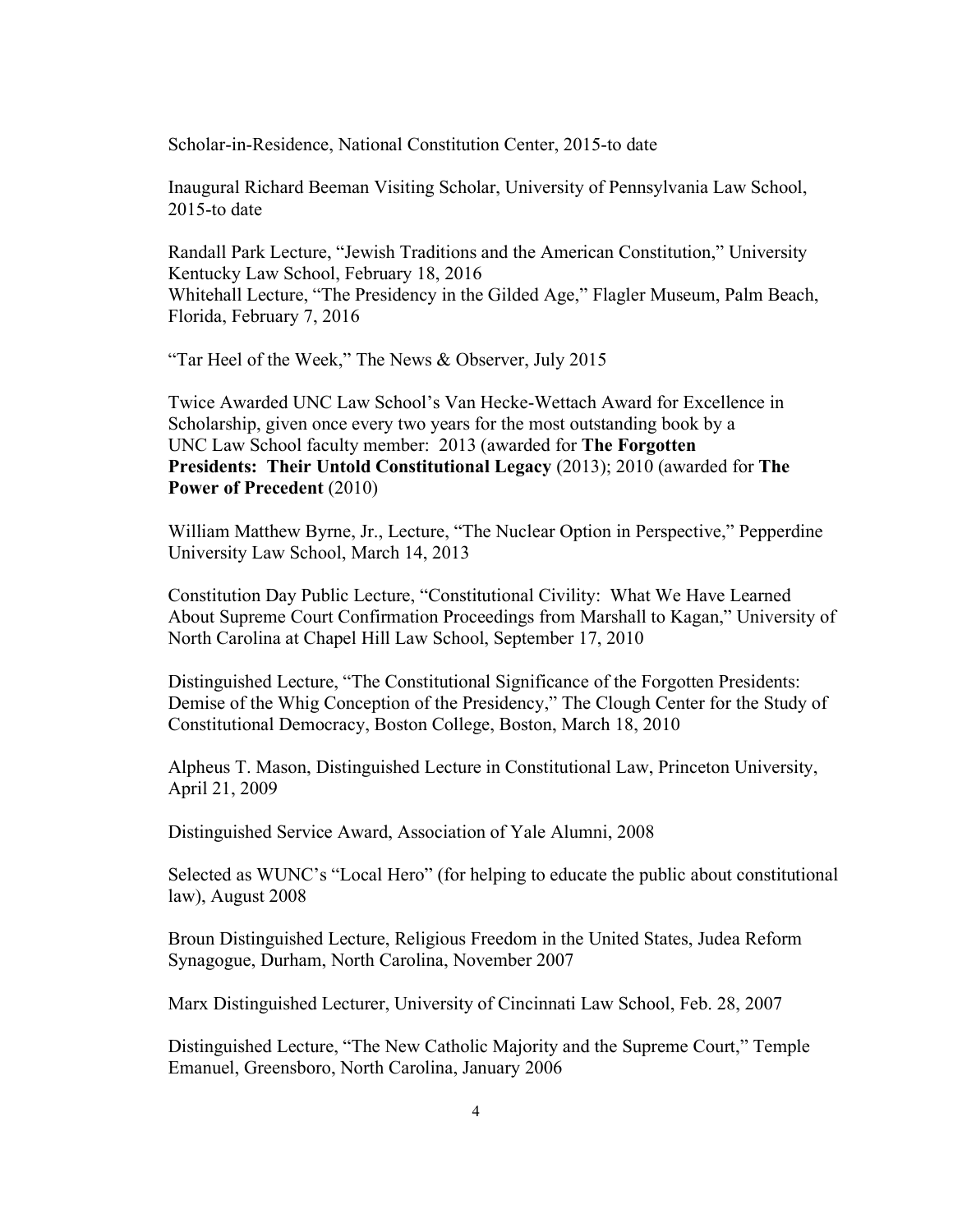Scholar-in-Residence, National Constitution Center, 2015-to date

Inaugural Richard Beeman Visiting Scholar, University of Pennsylvania Law School, 2015-to date

Randall Park Lecture, "Jewish Traditions and the American Constitution," University Kentucky Law School, February 18, 2016
Whitehall Lecture, "The Presidency in the Gilded Age," Flagler Museum, Palm Beach, Florida, February 7, 2016

"Tar Heel of the Week," The News & Observer, July 2015

Twice Awarded UNC Law School's Van Hecke-Wettach Award for Excellence in Scholarship, given once every two years for the most outstanding book by a UNC Law School faculty member: 2013 (awarded for **The Forgotten Presidents: Their Untold Constitutional Legacy** (2013); 2010 (awarded for **The Power of Precedent** (2010)

William Matthew Byrne, Jr., Lecture, "The Nuclear Option in Perspective," Pepperdine University Law School, March 14, 2013

Constitution Day Public Lecture, "Constitutional Civility: What We Have Learned About Supreme Court Confirmation Proceedings from Marshall to Kagan," University of North Carolina at Chapel Hill Law School, September 17, 2010

Distinguished Lecture, "The Constitutional Significance of the Forgotten Presidents: Demise of the Whig Conception of the Presidency," The Clough Center for the Study of Constitutional Democracy, Boston College, Boston, March 18, 2010

Alpheus T. Mason, Distinguished Lecture in Constitutional Law, Princeton University, April 21, 2009

Distinguished Service Award, Association of Yale Alumni, 2008

Selected as WUNC's "Local Hero" (for helping to educate the public about constitutional law), August 2008

Broun Distinguished Lecture, Religious Freedom in the United States, Judea Reform Synagogue, Durham, North Carolina, November 2007

Marx Distinguished Lecturer, University of Cincinnati Law School, Feb. 28, 2007

Distinguished Lecture, "The New Catholic Majority and the Supreme Court," Temple Emanuel, Greensboro, North Carolina, January 2006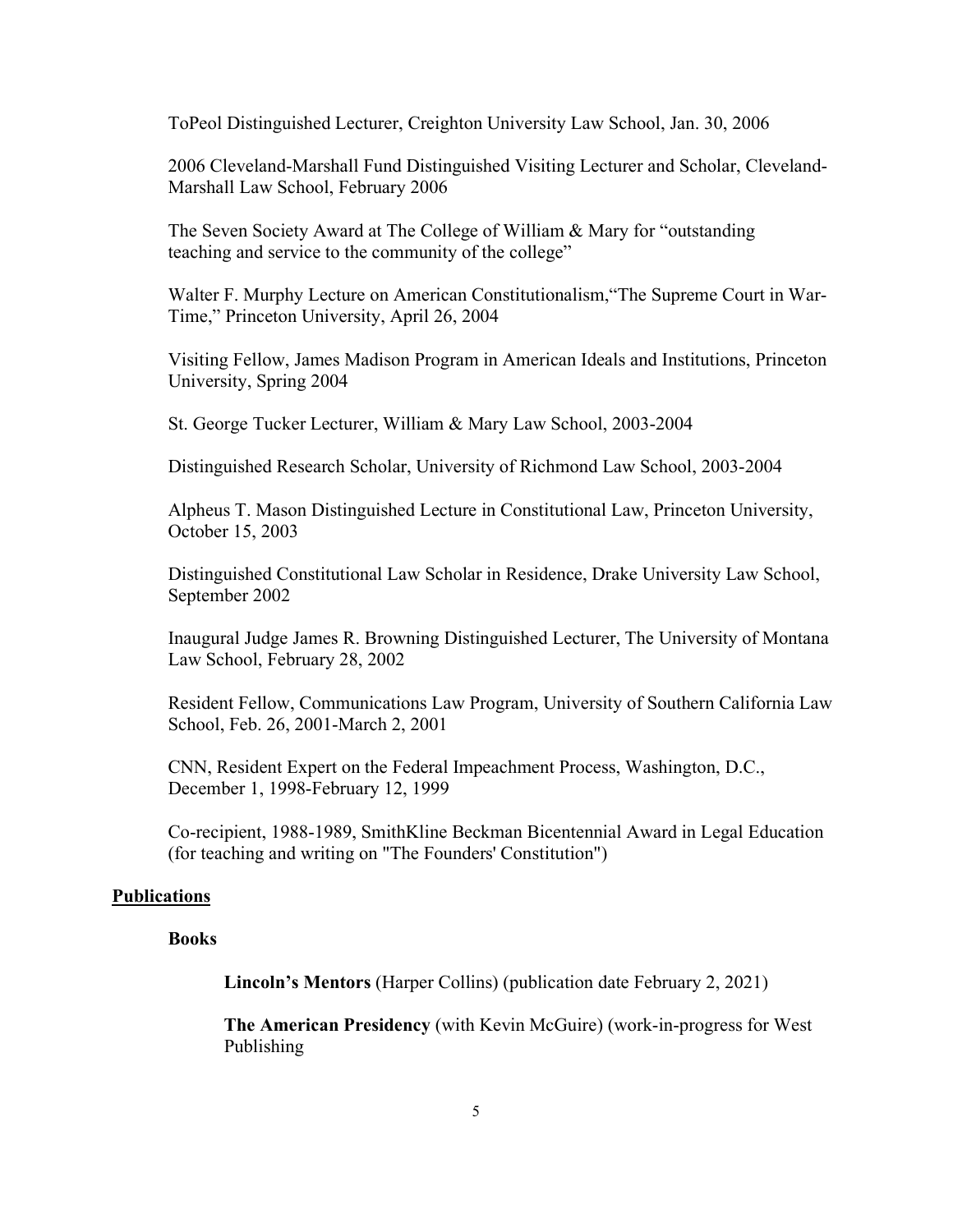ToPeol Distinguished Lecturer, Creighton University Law School, Jan. 30, 2006

2006 Cleveland-Marshall Fund Distinguished Visiting Lecturer and Scholar, Cleveland-Marshall Law School, February 2006

The Seven Society Award at The College of William & Mary for "outstanding teaching and service to the community of the college"

Walter F. Murphy Lecture on American Constitutionalism,"The Supreme Court in War-Time," Princeton University, April 26, 2004

Visiting Fellow, James Madison Program in American Ideals and Institutions, Princeton University, Spring 2004

St. George Tucker Lecturer, William & Mary Law School, 2003-2004

Distinguished Research Scholar, University of Richmond Law School, 2003-2004

Alpheus T. Mason Distinguished Lecture in Constitutional Law, Princeton University, October 15, 2003

Distinguished Constitutional Law Scholar in Residence, Drake University Law School, September 2002

Inaugural Judge James R. Browning Distinguished Lecturer, The University of Montana Law School, February 28, 2002

Resident Fellow, Communications Law Program, University of Southern California Law School, Feb. 26, 2001-March 2, 2001

CNN, Resident Expert on the Federal Impeachment Process, Washington, D.C., December 1, 1998-February 12, 1999

Co-recipient, 1988-1989, SmithKline Beckman Bicentennial Award in Legal Education (for teaching and writing on "The Founders' Constitution")

## Publications

### Books

**Lincoln's Mentors** (Harper Collins) (publication date February 2, 2021)

**The American Presidency** (with Kevin McGuire) (work-in-progress for West Publishing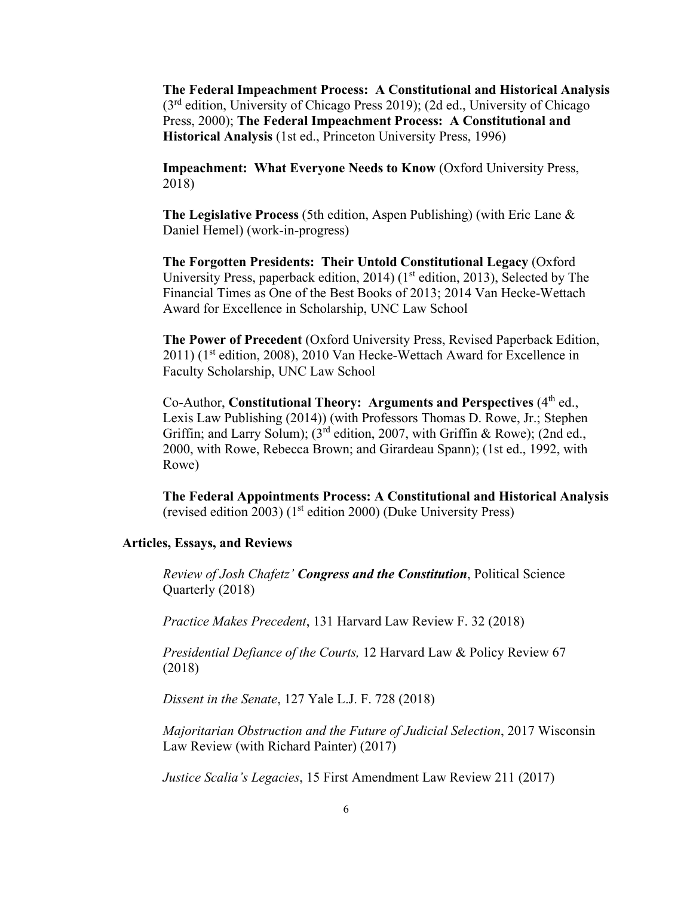**The Federal Impeachment Process: A Constitutional and Historical Analysis** (3rd edition, University of Chicago Press 2019); (2d ed., University of Chicago Press, 2000); **The Federal Impeachment Process: A Constitutional and Historical Analysis** (1st ed., Princeton University Press, 1996)

**Impeachment: What Everyone Needs to Know** (Oxford University Press, 2018)

**The Legislative Process** (5th edition, Aspen Publishing) (with Eric Lane & Daniel Hemel) (work-in-progress)

**The Forgotten Presidents: Their Untold Constitutional Legacy** (Oxford University Press, paperback edition, 2014) (1st edition, 2013), Selected by The Financial Times as One of the Best Books of 2013; 2014 Van Hecke-Wettach Award for Excellence in Scholarship, UNC Law School

**The Power of Precedent** (Oxford University Press, Revised Paperback Edition, 2011) (1st edition, 2008), 2010 Van Hecke-Wettach Award for Excellence in Faculty Scholarship, UNC Law School

Co-Author, **Constitutional Theory: Arguments and Perspectives** (4th ed., Lexis Law Publishing (2014)) (with Professors Thomas D. Rowe, Jr.; Stephen Griffin; and Larry Solum); (3rd edition, 2007, with Griffin & Rowe); (2nd ed., 2000, with Rowe, Rebecca Brown; and Girardeau Spann); (1st ed., 1992, with Rowe)

**The Federal Appointments Process: A Constitutional and Historical Analysis** (revised edition 2003) (1st edition 2000) (Duke University Press)

**Articles, Essays, and Reviews**

*Review of Josh Chafetz' **Congress and the Constitution***, Political Science Quarterly (2018)

*Practice Makes Precedent*, 131 Harvard Law Review F. 32 (2018)

*Presidential Defiance of the Courts,* 12 Harvard Law & Policy Review 67 (2018)

*Dissent in the Senate*, 127 Yale L.J. F. 728 (2018)

*Majoritarian Obstruction and the Future of Judicial Selection*, 2017 Wisconsin Law Review (with Richard Painter) (2017)

*Justice Scalia's Legacies*, 15 First Amendment Law Review 211 (2017)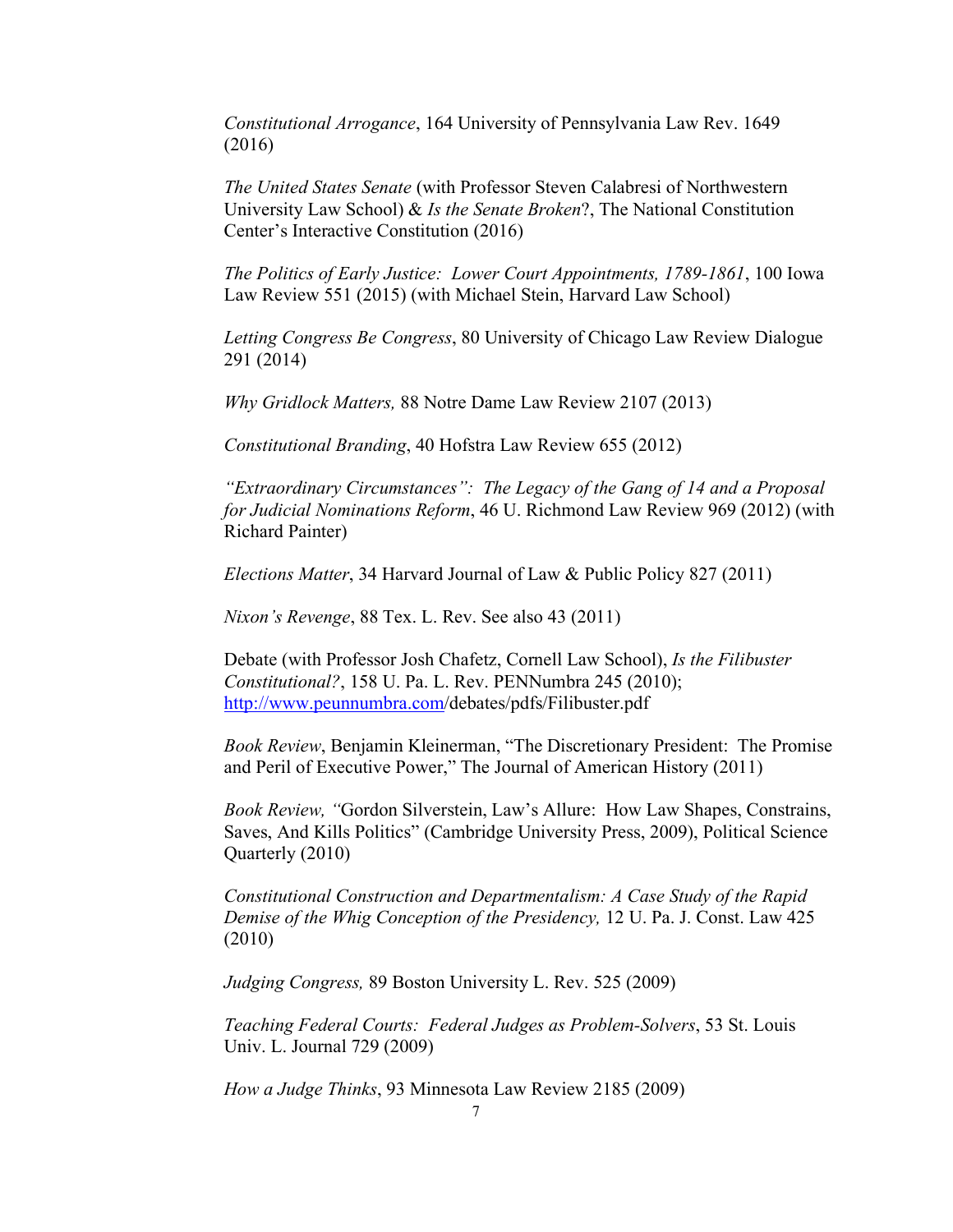*Constitutional Arrogance*, 164 University of Pennsylvania Law Rev. 1649 (2016)

*The United States Senate* (with Professor Steven Calabresi of Northwestern University Law School) & *Is the Senate Broken*?, The National Constitution Center's Interactive Constitution (2016)

*The Politics of Early Justice: Lower Court Appointments, 1789-1861*, 100 Iowa Law Review 551 (2015) (with Michael Stein, Harvard Law School)

*Letting Congress Be Congress*, 80 University of Chicago Law Review Dialogue 291 (2014)

*Why Gridlock Matters,* 88 Notre Dame Law Review 2107 (2013)

*Constitutional Branding*, 40 Hofstra Law Review 655 (2012)

*"Extraordinary Circumstances": The Legacy of the Gang of 14 and a Proposal for Judicial Nominations Reform*, 46 U. Richmond Law Review 969 (2012) (with Richard Painter)

*Elections Matter*, 34 Harvard Journal of Law & Public Policy 827 (2011)

*Nixon's Revenge*, 88 Tex. L. Rev. See also 43 (2011)

Debate (with Professor Josh Chafetz, Cornell Law School), *Is the Filibuster Constitutional?*, 158 U. Pa. L. Rev. PENNumbra 245 (2010); http://www.peunnumbra.com/debates/pdfs/Filibuster.pdf

*Book Review*, Benjamin Kleinerman, "The Discretionary President: The Promise and Peril of Executive Power," The Journal of American History (2011)

*Book Review, "*Gordon Silverstein, Law's Allure: How Law Shapes, Constrains, Saves, And Kills Politics" (Cambridge University Press, 2009), Political Science Quarterly (2010)

*Constitutional Construction and Departmentalism: A Case Study of the Rapid Demise of the Whig Conception of the Presidency,* 12 U. Pa. J. Const. Law 425 (2010)

*Judging Congress,* 89 Boston University L. Rev. 525 (2009)

*Teaching Federal Courts: Federal Judges as Problem-Solvers*, 53 St. Louis Univ. L. Journal 729 (2009)

*How a Judge Thinks*, 93 Minnesota Law Review 2185 (2009)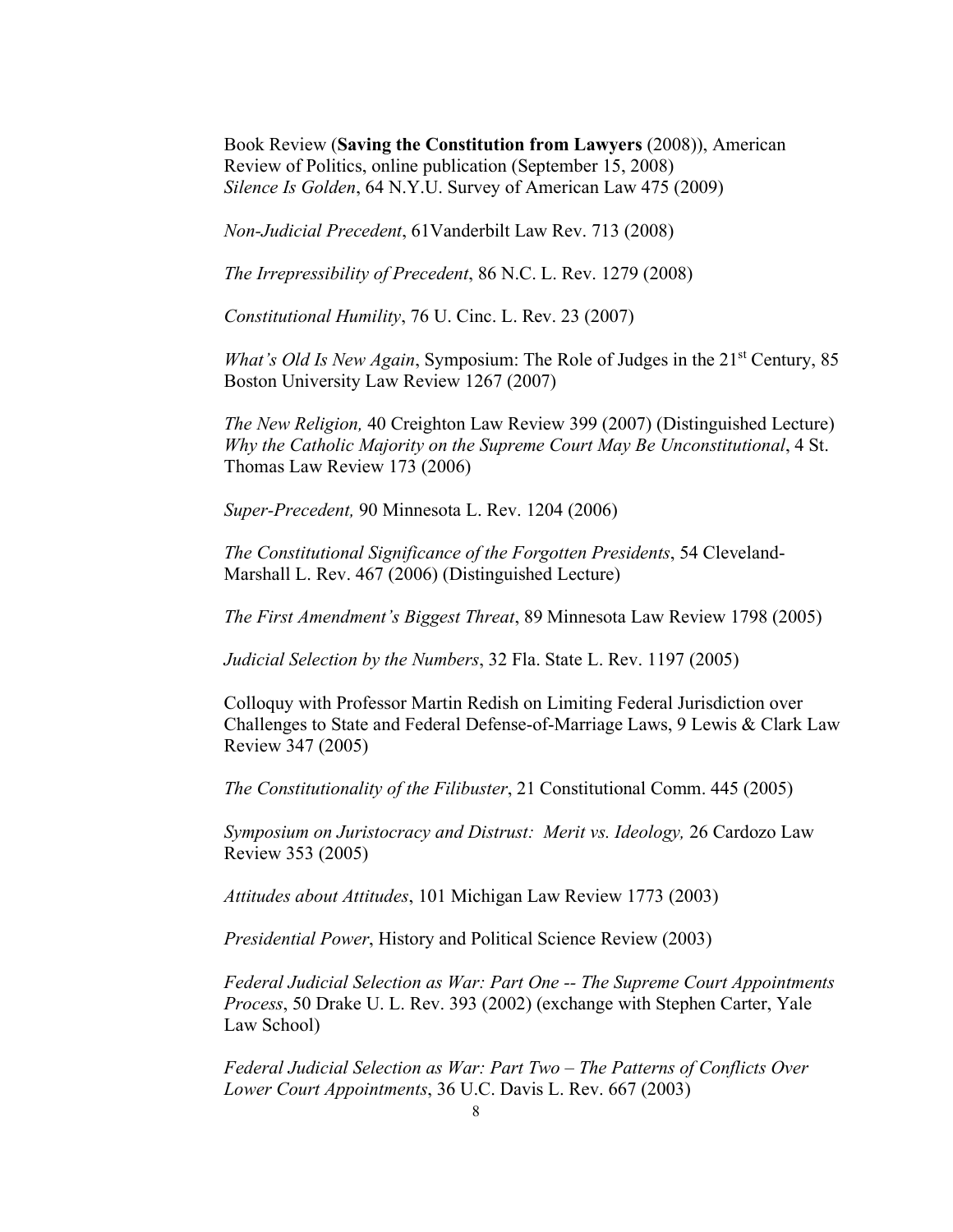Book Review (**Saving the Constitution from Lawyers** (2008)), American Review of Politics, online publication (September 15, 2008)
*Silence Is Golden*, 64 N.Y.U. Survey of American Law 475 (2009)

*Non-Judicial Precedent*, 61Vanderbilt Law Rev. 713 (2008)

*The Irrepressibility of Precedent*, 86 N.C. L. Rev. 1279 (2008)

*Constitutional Humility*, 76 U. Cinc. L. Rev. 23 (2007)

*What's Old Is New Again*, Symposium: The Role of Judges in the 21st Century, 85 Boston University Law Review 1267 (2007)

*The New Religion,* 40 Creighton Law Review 399 (2007) (Distinguished Lecture)
*Why the Catholic Majority on the Supreme Court May Be Unconstitutional*, 4 St. Thomas Law Review 173 (2006)

*Super-Precedent,* 90 Minnesota L. Rev. 1204 (2006)

*The Constitutional Significance of the Forgotten Presidents*, 54 Cleveland-Marshall L. Rev. 467 (2006) (Distinguished Lecture)

*The First Amendment's Biggest Threat*, 89 Minnesota Law Review 1798 (2005)

*Judicial Selection by the Numbers*, 32 Fla. State L. Rev. 1197 (2005)

Colloquy with Professor Martin Redish on Limiting Federal Jurisdiction over Challenges to State and Federal Defense-of-Marriage Laws, 9 Lewis & Clark Law Review 347 (2005)

*The Constitutionality of the Filibuster*, 21 Constitutional Comm. 445 (2005)

*Symposium on Juristocracy and Distrust: Merit vs. Ideology,* 26 Cardozo Law Review 353 (2005)

*Attitudes about Attitudes*, 101 Michigan Law Review 1773 (2003)

*Presidential Power*, History and Political Science Review (2003)

*Federal Judicial Selection as War: Part One -- The Supreme Court Appointments Process*, 50 Drake U. L. Rev. 393 (2002) (exchange with Stephen Carter, Yale Law School)

*Federal Judicial Selection as War: Part Two – The Patterns of Conflicts Over Lower Court Appointments*, 36 U.C. Davis L. Rev. 667 (2003)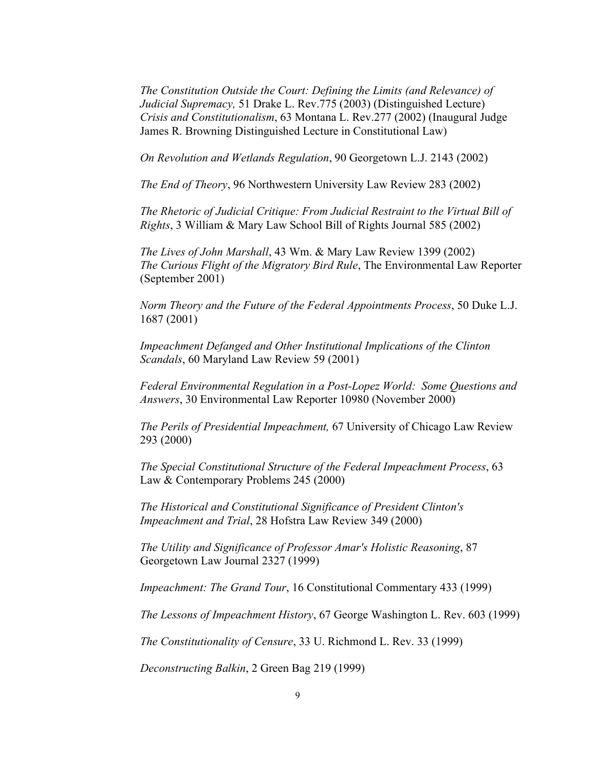*The Constitution Outside the Court: Defining the Limits (and Relevance) of Judicial Supremacy,* 51 Drake L. Rev.775 (2003) (Distinguished Lecture)
*Crisis and Constitutionalism*, 63 Montana L. Rev.277 (2002) (Inaugural Judge James R. Browning Distinguished Lecture in Constitutional Law)

*On Revolution and Wetlands Regulation*, 90 Georgetown L.J. 2143 (2002)

*The End of Theory*, 96 Northwestern University Law Review 283 (2002)

*The Rhetoric of Judicial Critique: From Judicial Restraint to the Virtual Bill of Rights*, 3 William & Mary Law School Bill of Rights Journal 585 (2002)

*The Lives of John Marshall*, 43 Wm. & Mary Law Review 1399 (2002)
*The Curious Flight of the Migratory Bird Rule*, The Environmental Law Reporter (September 2001)

*Norm Theory and the Future of the Federal Appointments Process*, 50 Duke L.J. 1687 (2001)

*Impeachment Defanged and Other Institutional Implications of the Clinton Scandals*, 60 Maryland Law Review 59 (2001)

*Federal Environmental Regulation in a Post-Lopez World: Some Questions and Answers*, 30 Environmental Law Reporter 10980 (November 2000)

*The Perils of Presidential Impeachment,* 67 University of Chicago Law Review 293 (2000)

*The Special Constitutional Structure of the Federal Impeachment Process*, 63 Law & Contemporary Problems 245 (2000)

*The Historical and Constitutional Significance of President Clinton's Impeachment and Trial*, 28 Hofstra Law Review 349 (2000)

*The Utility and Significance of Professor Amar's Holistic Reasoning*, 87 Georgetown Law Journal 2327 (1999)

*Impeachment: The Grand Tour*, 16 Constitutional Commentary 433 (1999)

*The Lessons of Impeachment History*, 67 George Washington L. Rev. 603 (1999)

*The Constitutionality of Censure*, 33 U. Richmond L. Rev. 33 (1999)

*Deconstructing Balkin*, 2 Green Bag 219 (1999)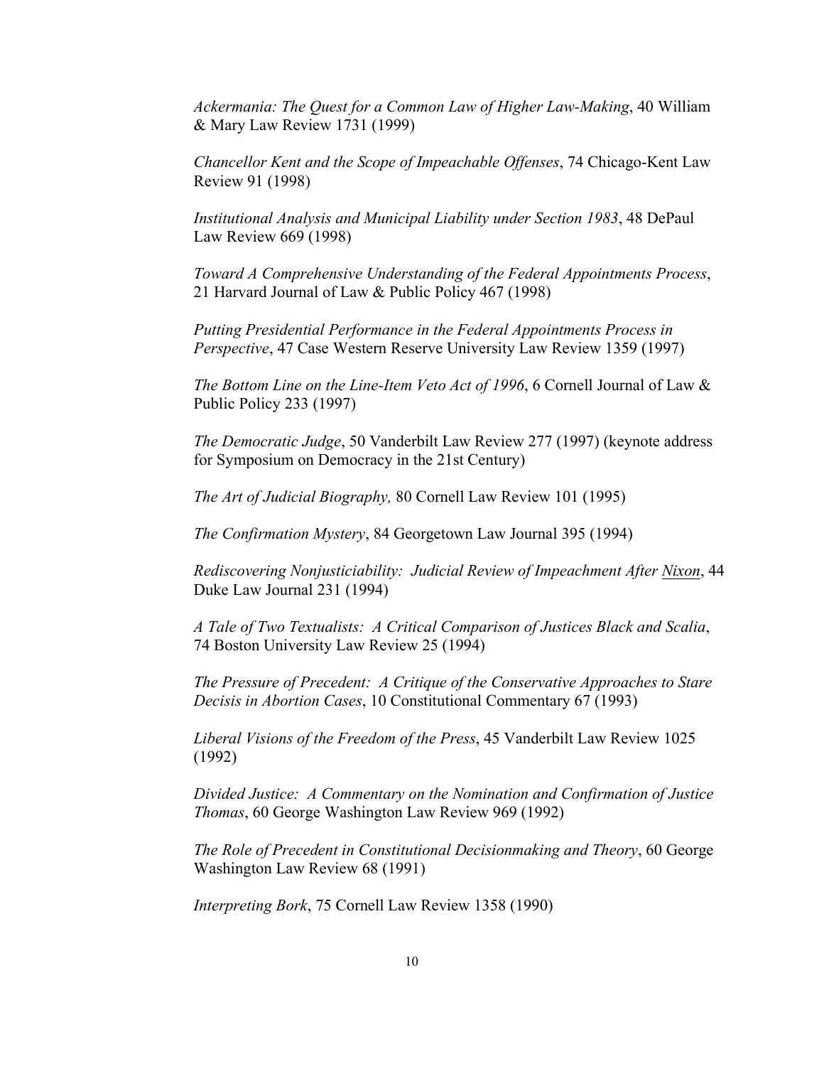*Ackermania: The Quest for a Common Law of Higher Law-Making*, 40 William & Mary Law Review 1731 (1999)

*Chancellor Kent and the Scope of Impeachable Offenses*, 74 Chicago-Kent Law Review 91 (1998)

*Institutional Analysis and Municipal Liability under Section 1983*, 48 DePaul Law Review 669 (1998)

*Toward A Comprehensive Understanding of the Federal Appointments Process*, 21 Harvard Journal of Law & Public Policy 467 (1998)

*Putting Presidential Performance in the Federal Appointments Process in Perspective*, 47 Case Western Reserve University Law Review 1359 (1997)

*The Bottom Line on the Line-Item Veto Act of 1996*, 6 Cornell Journal of Law & Public Policy 233 (1997)

*The Democratic Judge*, 50 Vanderbilt Law Review 277 (1997) (keynote address for Symposium on Democracy in the 21st Century)

*The Art of Judicial Biography,* 80 Cornell Law Review 101 (1995)

*The Confirmation Mystery*, 84 Georgetown Law Journal 395 (1994)

*Rediscovering Nonjusticiability: Judicial Review of Impeachment After Nixon*, 44 Duke Law Journal 231 (1994)

*A Tale of Two Textualists: A Critical Comparison of Justices Black and Scalia*, 74 Boston University Law Review 25 (1994)

*The Pressure of Precedent: A Critique of the Conservative Approaches to Stare Decisis in Abortion Cases*, 10 Constitutional Commentary 67 (1993)

*Liberal Visions of the Freedom of the Press*, 45 Vanderbilt Law Review 1025 (1992)

*Divided Justice: A Commentary on the Nomination and Confirmation of Justice Thomas*, 60 George Washington Law Review 969 (1992)

*The Role of Precedent in Constitutional Decisionmaking and Theory*, 60 George Washington Law Review 68 (1991)

*Interpreting Bork*, 75 Cornell Law Review 1358 (1990)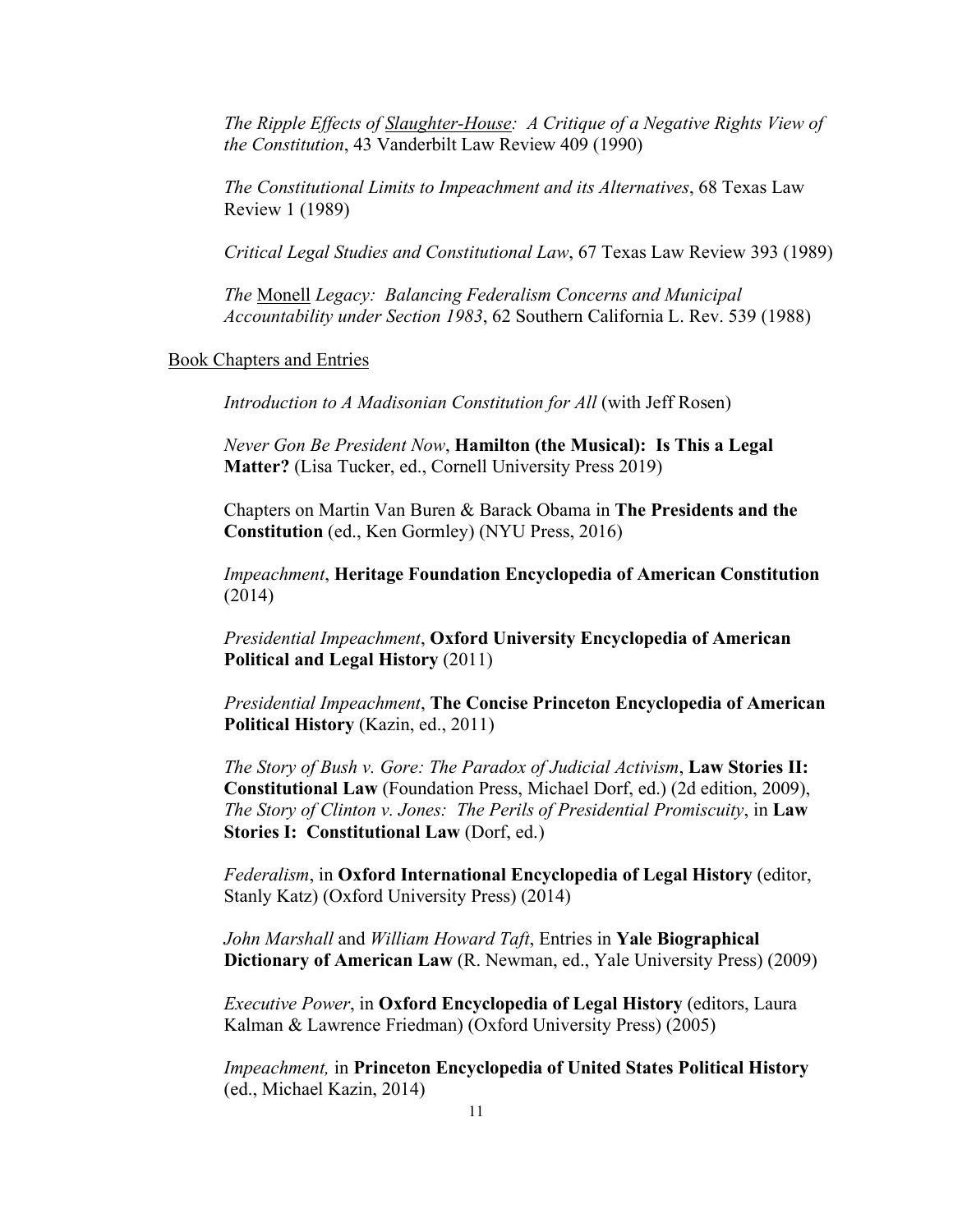*The Ripple Effects of Slaughter-House: A Critique of a Negative Rights View of the Constitution*, 43 Vanderbilt Law Review 409 (1990)

*The Constitutional Limits to Impeachment and its Alternatives*, 68 Texas Law Review 1 (1989)

*Critical Legal Studies and Constitutional Law*, 67 Texas Law Review 393 (1989)

*The Monell Legacy: Balancing Federalism Concerns and Municipal Accountability under Section 1983*, 62 Southern California L. Rev. 539 (1988)

Book Chapters and Entries

*Introduction to A Madisonian Constitution for All* (with Jeff Rosen)

*Never Gon Be President Now*, **Hamilton (the Musical): Is This a Legal Matter?** (Lisa Tucker, ed., Cornell University Press 2019)

Chapters on Martin Van Buren & Barack Obama in **The Presidents and the Constitution** (ed., Ken Gormley) (NYU Press, 2016)

*Impeachment*, **Heritage Foundation Encyclopedia of American Constitution** (2014)

*Presidential Impeachment*, **Oxford University Encyclopedia of American Political and Legal History** (2011)

*Presidential Impeachment*, **The Concise Princeton Encyclopedia of American Political History** (Kazin, ed., 2011)

*The Story of Bush v. Gore: The Paradox of Judicial Activism*, **Law Stories II: Constitutional Law** (Foundation Press, Michael Dorf, ed.) (2d edition, 2009), *The Story of Clinton v. Jones: The Perils of Presidential Promiscuity*, in **Law Stories I: Constitutional Law** (Dorf, ed.)

*Federalism*, in **Oxford International Encyclopedia of Legal History** (editor, Stanly Katz) (Oxford University Press) (2014)

*John Marshall* and *William Howard Taft*, Entries in **Yale Biographical Dictionary of American Law** (R. Newman, ed., Yale University Press) (2009)

*Executive Power*, in **Oxford Encyclopedia of Legal History** (editors, Laura Kalman & Lawrence Friedman) (Oxford University Press) (2005)

*Impeachment,* in **Princeton Encyclopedia of United States Political History** (ed., Michael Kazin, 2014)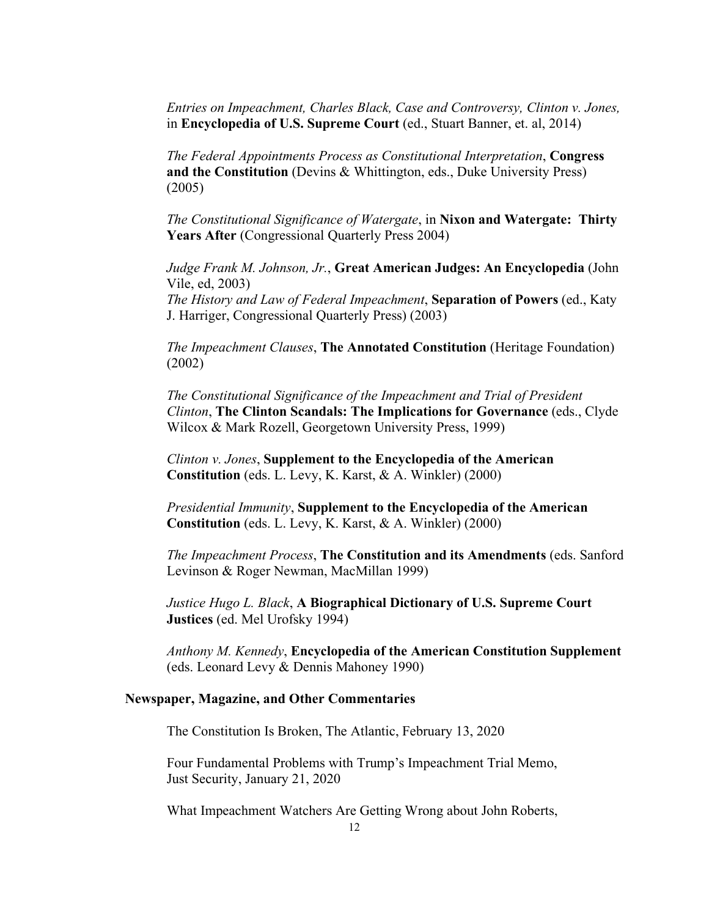*Entries on Impeachment, Charles Black, Case and Controversy, Clinton v. Jones,* in **Encyclopedia of U.S. Supreme Court** (ed., Stuart Banner, et. al, 2014)

*The Federal Appointments Process as Constitutional Interpretation*, **Congress and the Constitution** (Devins & Whittington, eds., Duke University Press) (2005)

*The Constitutional Significance of Watergate*, in **Nixon and Watergate: Thirty Years After** (Congressional Quarterly Press 2004)

*Judge Frank M. Johnson, Jr.*, **Great American Judges: An Encyclopedia** (John Vile, ed, 2003)
*The History and Law of Federal Impeachment*, **Separation of Powers** (ed., Katy J. Harriger, Congressional Quarterly Press) (2003)

*The Impeachment Clauses*, **The Annotated Constitution** (Heritage Foundation) (2002)

*The Constitutional Significance of the Impeachment and Trial of President Clinton*, **The Clinton Scandals: The Implications for Governance** (eds., Clyde Wilcox & Mark Rozell, Georgetown University Press, 1999)

*Clinton v. Jones*, **Supplement to the Encyclopedia of the American Constitution** (eds. L. Levy, K. Karst, & A. Winkler) (2000)

*Presidential Immunity*, **Supplement to the Encyclopedia of the American Constitution** (eds. L. Levy, K. Karst, & A. Winkler) (2000)

*The Impeachment Process*, **The Constitution and its Amendments** (eds. Sanford Levinson & Roger Newman, MacMillan 1999)

*Justice Hugo L. Black*, **A Biographical Dictionary of U.S. Supreme Court Justices** (ed. Mel Urofsky 1994)

*Anthony M. Kennedy*, **Encyclopedia of the American Constitution Supplement** (eds. Leonard Levy & Dennis Mahoney 1990)

**Newspaper, Magazine, and Other Commentaries**

The Constitution Is Broken, The Atlantic, February 13, 2020

Four Fundamental Problems with Trump's Impeachment Trial Memo, Just Security, January 21, 2020

What Impeachment Watchers Are Getting Wrong about John Roberts,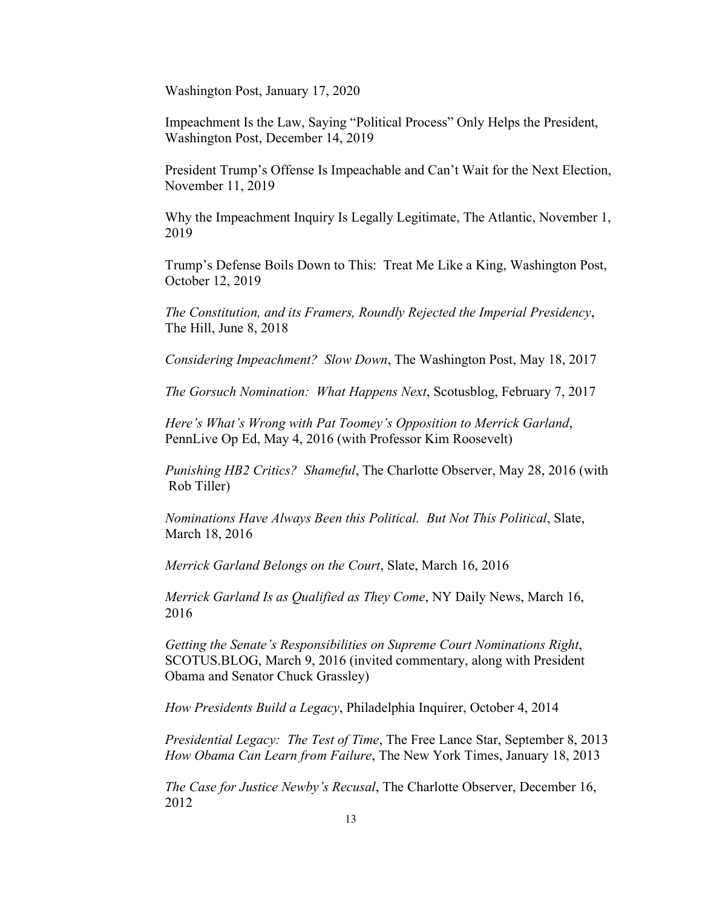Washington Post, January 17, 2020

Impeachment Is the Law, Saying "Political Process" Only Helps the President, Washington Post, December 14, 2019

President Trump's Offense Is Impeachable and Can't Wait for the Next Election, November 11, 2019

Why the Impeachment Inquiry Is Legally Legitimate, The Atlantic, November 1, 2019

Trump's Defense Boils Down to This: Treat Me Like a King, Washington Post, October 12, 2019

*The Constitution, and its Framers, Roundly Rejected the Imperial Presidency*, The Hill, June 8, 2018

*Considering Impeachment? Slow Down*, The Washington Post, May 18, 2017

*The Gorsuch Nomination: What Happens Next*, Scotusblog, February 7, 2017

*Here's What's Wrong with Pat Toomey's Opposition to Merrick Garland*, PennLive Op Ed, May 4, 2016 (with Professor Kim Roosevelt)

*Punishing HB2 Critics? Shameful*, The Charlotte Observer, May 28, 2016 (with Rob Tiller)

*Nominations Have Always Been this Political. But Not This Political*, Slate, March 18, 2016

*Merrick Garland Belongs on the Court*, Slate, March 16, 2016

*Merrick Garland Is as Qualified as They Come*, NY Daily News, March 16, 2016

*Getting the Senate's Responsibilities on Supreme Court Nominations Right*, SCOTUS.BLOG, March 9, 2016 (invited commentary, along with President Obama and Senator Chuck Grassley)

*How Presidents Build a Legacy*, Philadelphia Inquirer, October 4, 2014

*Presidential Legacy: The Test of Time*, The Free Lance Star, September 8, 2013

*How Obama Can Learn from Failure*, The New York Times, January 18, 2013

*The Case for Justice Newby's Recusal*, The Charlotte Observer, December 16, 2012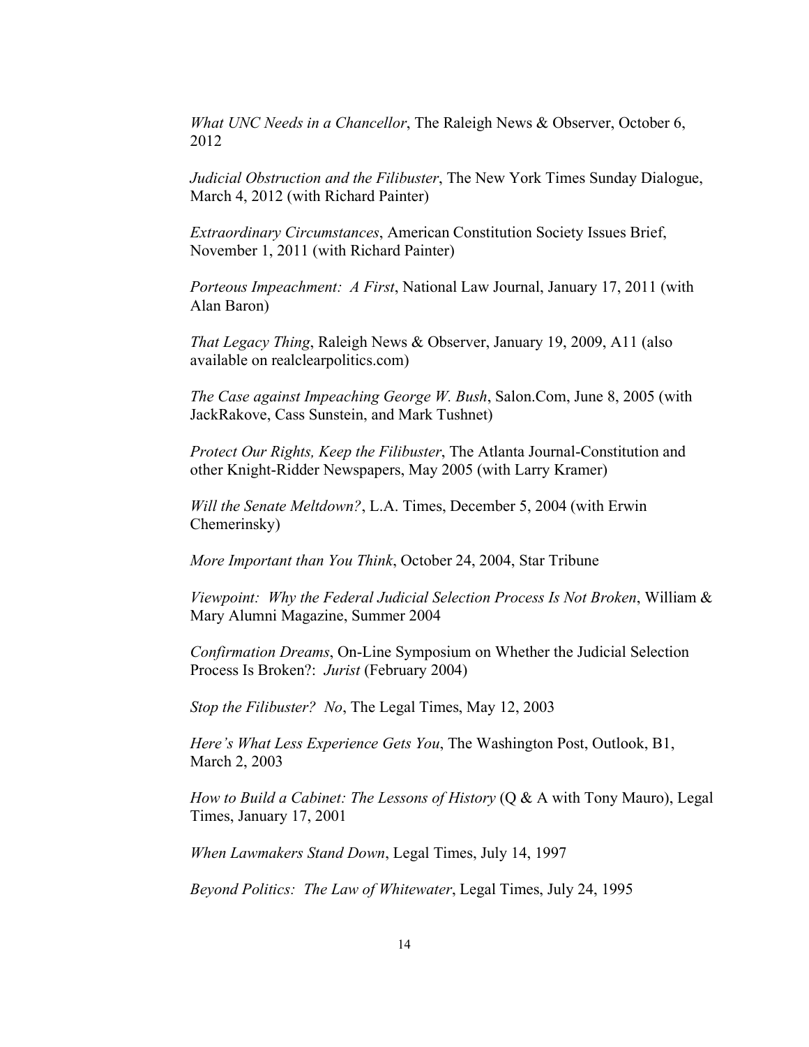*What UNC Needs in a Chancellor*, The Raleigh News & Observer, October 6, 2012

*Judicial Obstruction and the Filibuster*, The New York Times Sunday Dialogue, March 4, 2012 (with Richard Painter)

*Extraordinary Circumstances*, American Constitution Society Issues Brief, November 1, 2011 (with Richard Painter)

*Porteous Impeachment: A First*, National Law Journal, January 17, 2011 (with Alan Baron)

*That Legacy Thing*, Raleigh News & Observer, January 19, 2009, A11 (also available on realclearpolitics.com)

*The Case against Impeaching George W. Bush*, Salon.Com, June 8, 2005 (with JackRakove, Cass Sunstein, and Mark Tushnet)

*Protect Our Rights, Keep the Filibuster*, The Atlanta Journal-Constitution and other Knight-Ridder Newspapers, May 2005 (with Larry Kramer)

*Will the Senate Meltdown?*, L.A. Times, December 5, 2004 (with Erwin Chemerinsky)

*More Important than You Think*, October 24, 2004, Star Tribune

*Viewpoint: Why the Federal Judicial Selection Process Is Not Broken*, William & Mary Alumni Magazine, Summer 2004

*Confirmation Dreams*, On-Line Symposium on Whether the Judicial Selection Process Is Broken?: *Jurist* (February 2004)

*Stop the Filibuster? No*, The Legal Times, May 12, 2003

*Here's What Less Experience Gets You*, The Washington Post, Outlook, B1, March 2, 2003

*How to Build a Cabinet: The Lessons of History* (Q & A with Tony Mauro), Legal Times, January 17, 2001

*When Lawmakers Stand Down*, Legal Times, July 14, 1997

*Beyond Politics: The Law of Whitewater*, Legal Times, July 24, 1995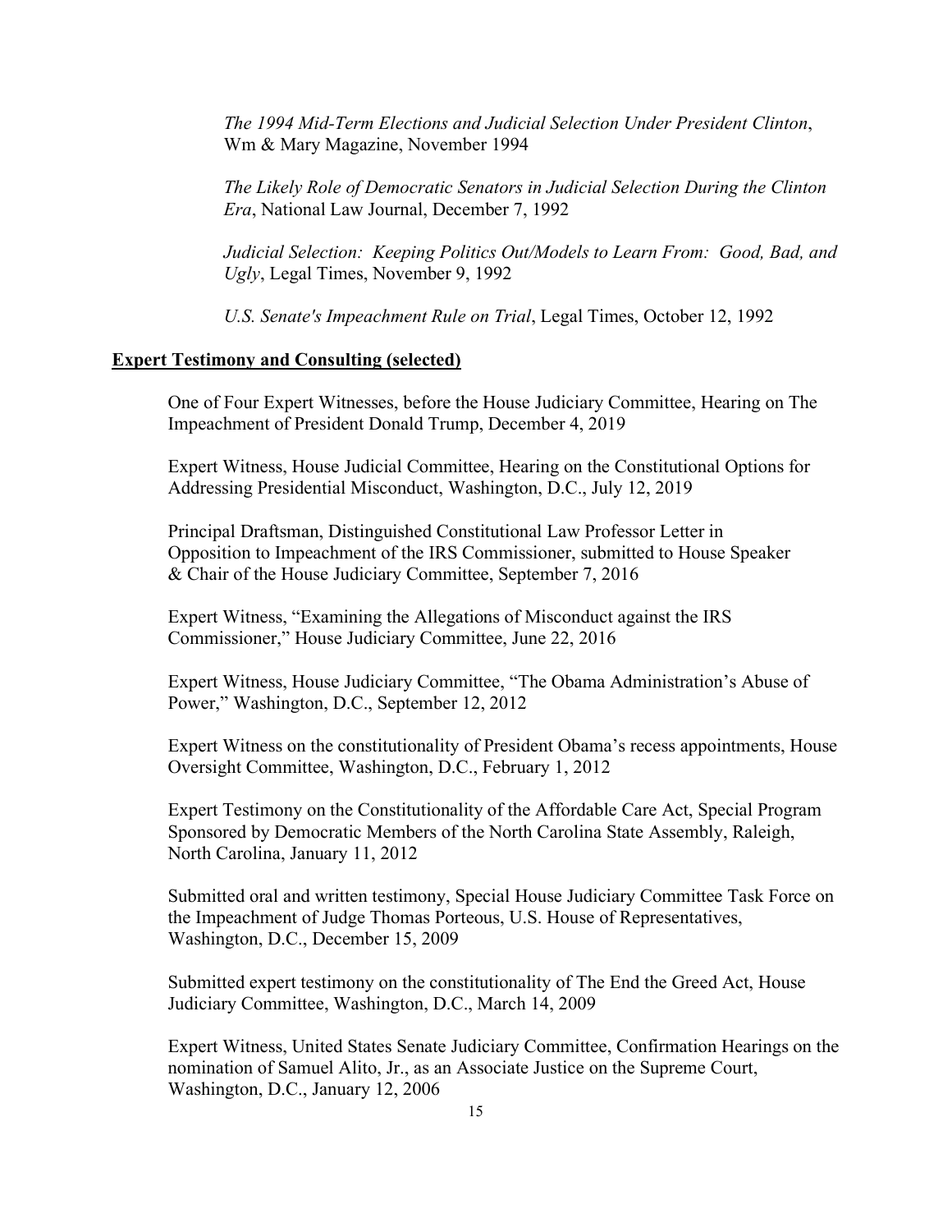*The 1994 Mid-Term Elections and Judicial Selection Under President Clinton*, Wm & Mary Magazine, November 1994

*The Likely Role of Democratic Senators in Judicial Selection During the Clinton Era*, National Law Journal, December 7, 1992

*Judicial Selection: Keeping Politics Out/Models to Learn From: Good, Bad, and Ugly*, Legal Times, November 9, 1992

*U.S. Senate's Impeachment Rule on Trial*, Legal Times, October 12, 1992

**Expert Testimony and Consulting (selected)**

One of Four Expert Witnesses, before the House Judiciary Committee, Hearing on The Impeachment of President Donald Trump, December 4, 2019

Expert Witness, House Judicial Committee, Hearing on the Constitutional Options for Addressing Presidential Misconduct, Washington, D.C., July 12, 2019

Principal Draftsman, Distinguished Constitutional Law Professor Letter in Opposition to Impeachment of the IRS Commissioner, submitted to House Speaker & Chair of the House Judiciary Committee, September 7, 2016

Expert Witness, "Examining the Allegations of Misconduct against the IRS Commissioner," House Judiciary Committee, June 22, 2016

Expert Witness, House Judiciary Committee, "The Obama Administration's Abuse of Power," Washington, D.C., September 12, 2012

Expert Witness on the constitutionality of President Obama's recess appointments, House Oversight Committee, Washington, D.C., February 1, 2012

Expert Testimony on the Constitutionality of the Affordable Care Act, Special Program Sponsored by Democratic Members of the North Carolina State Assembly, Raleigh, North Carolina, January 11, 2012

Submitted oral and written testimony, Special House Judiciary Committee Task Force on the Impeachment of Judge Thomas Porteous, U.S. House of Representatives, Washington, D.C., December 15, 2009

Submitted expert testimony on the constitutionality of The End the Greed Act, House Judiciary Committee, Washington, D.C., March 14, 2009

Expert Witness, United States Senate Judiciary Committee, Confirmation Hearings on the nomination of Samuel Alito, Jr., as an Associate Justice on the Supreme Court, Washington, D.C., January 12, 2006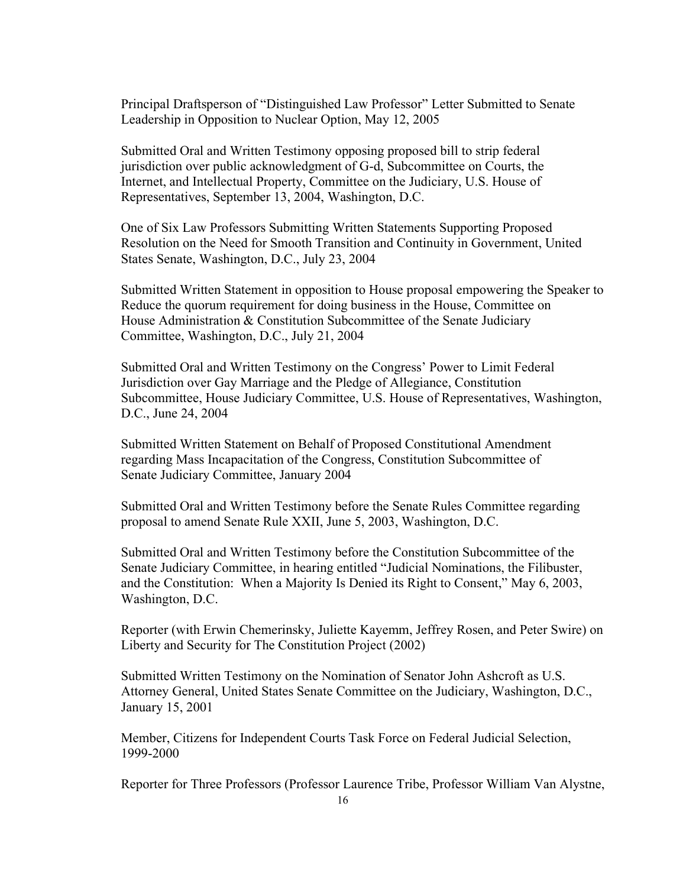Principal Draftsperson of "Distinguished Law Professor" Letter Submitted to Senate Leadership in Opposition to Nuclear Option, May 12, 2005

Submitted Oral and Written Testimony opposing proposed bill to strip federal jurisdiction over public acknowledgment of G-d, Subcommittee on Courts, the Internet, and Intellectual Property, Committee on the Judiciary, U.S. House of Representatives, September 13, 2004, Washington, D.C.

One of Six Law Professors Submitting Written Statements Supporting Proposed Resolution on the Need for Smooth Transition and Continuity in Government, United States Senate, Washington, D.C., July 23, 2004

Submitted Written Statement in opposition to House proposal empowering the Speaker to Reduce the quorum requirement for doing business in the House, Committee on House Administration & Constitution Subcommittee of the Senate Judiciary Committee, Washington, D.C., July 21, 2004

Submitted Oral and Written Testimony on the Congress' Power to Limit Federal Jurisdiction over Gay Marriage and the Pledge of Allegiance, Constitution Subcommittee, House Judiciary Committee, U.S. House of Representatives, Washington, D.C., June 24, 2004

Submitted Written Statement on Behalf of Proposed Constitutional Amendment regarding Mass Incapacitation of the Congress, Constitution Subcommittee of Senate Judiciary Committee, January 2004

Submitted Oral and Written Testimony before the Senate Rules Committee regarding proposal to amend Senate Rule XXII, June 5, 2003, Washington, D.C.

Submitted Oral and Written Testimony before the Constitution Subcommittee of the Senate Judiciary Committee, in hearing entitled "Judicial Nominations, the Filibuster, and the Constitution: When a Majority Is Denied its Right to Consent," May 6, 2003, Washington, D.C.

Reporter (with Erwin Chemerinsky, Juliette Kayemm, Jeffrey Rosen, and Peter Swire) on Liberty and Security for The Constitution Project (2002)

Submitted Written Testimony on the Nomination of Senator John Ashcroft as U.S. Attorney General, United States Senate Committee on the Judiciary, Washington, D.C., January 15, 2001

Member, Citizens for Independent Courts Task Force on Federal Judicial Selection, 1999-2000

Reporter for Three Professors (Professor Laurence Tribe, Professor William Van Alystne,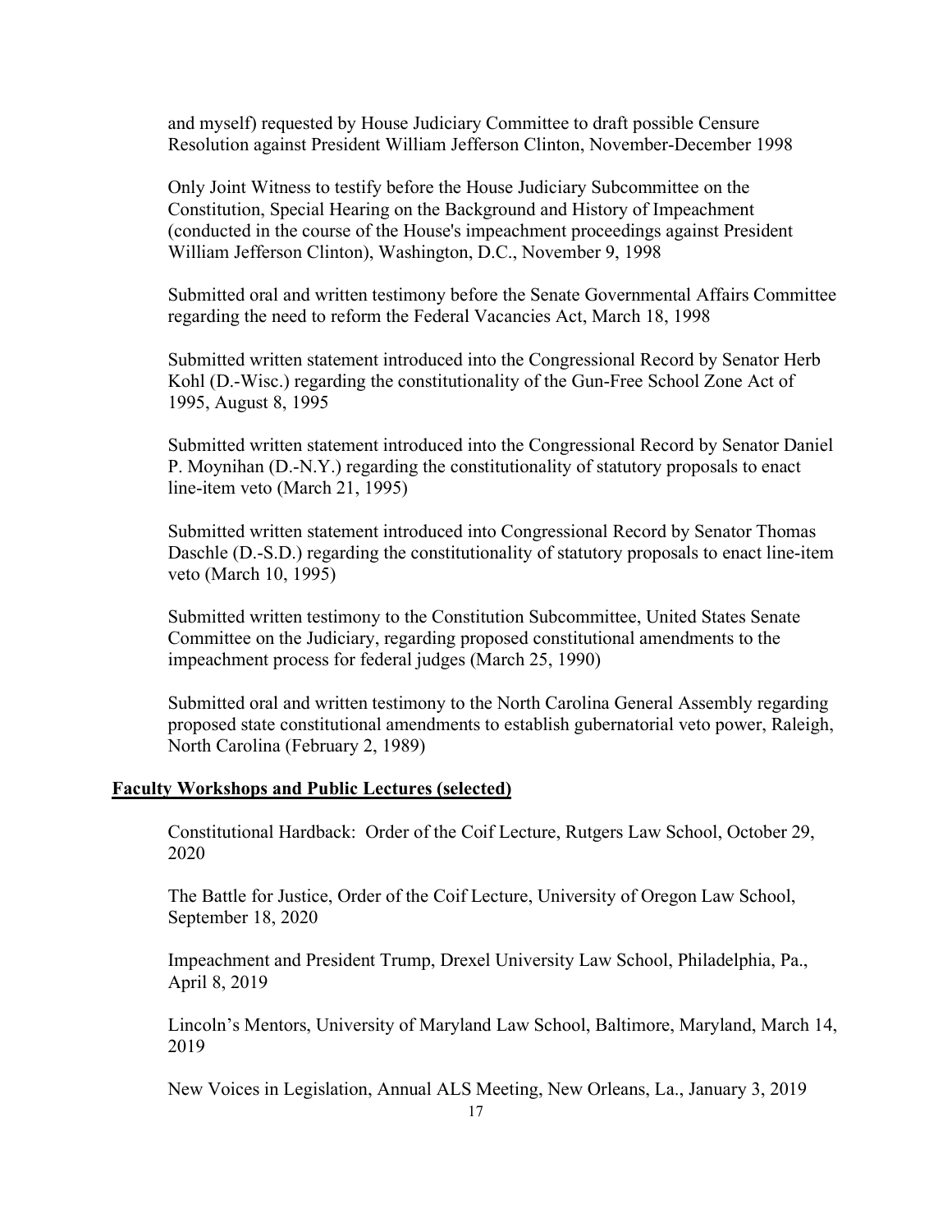and myself) requested by House Judiciary Committee to draft possible Censure Resolution against President William Jefferson Clinton, November-December 1998

Only Joint Witness to testify before the House Judiciary Subcommittee on the Constitution, Special Hearing on the Background and History of Impeachment (conducted in the course of the House's impeachment proceedings against President William Jefferson Clinton), Washington, D.C., November 9, 1998

Submitted oral and written testimony before the Senate Governmental Affairs Committee regarding the need to reform the Federal Vacancies Act, March 18, 1998

Submitted written statement introduced into the Congressional Record by Senator Herb Kohl (D.-Wisc.) regarding the constitutionality of the Gun-Free School Zone Act of 1995, August 8, 1995

Submitted written statement introduced into the Congressional Record by Senator Daniel P. Moynihan (D.-N.Y.) regarding the constitutionality of statutory proposals to enact line-item veto (March 21, 1995)

Submitted written statement introduced into Congressional Record by Senator Thomas Daschle (D.-S.D.) regarding the constitutionality of statutory proposals to enact line-item veto (March 10, 1995)

Submitted written testimony to the Constitution Subcommittee, United States Senate Committee on the Judiciary, regarding proposed constitutional amendments to the impeachment process for federal judges (March 25, 1990)

Submitted oral and written testimony to the North Carolina General Assembly regarding proposed state constitutional amendments to establish gubernatorial veto power, Raleigh, North Carolina (February 2, 1989)

**Faculty Workshops and Public Lectures (selected)**

Constitutional Hardback: Order of the Coif Lecture, Rutgers Law School, October 29, 2020

The Battle for Justice, Order of the Coif Lecture, University of Oregon Law School, September 18, 2020

Impeachment and President Trump, Drexel University Law School, Philadelphia, Pa., April 8, 2019

Lincoln's Mentors, University of Maryland Law School, Baltimore, Maryland, March 14, 2019

New Voices in Legislation, Annual ALS Meeting, New Orleans, La., January 3, 2019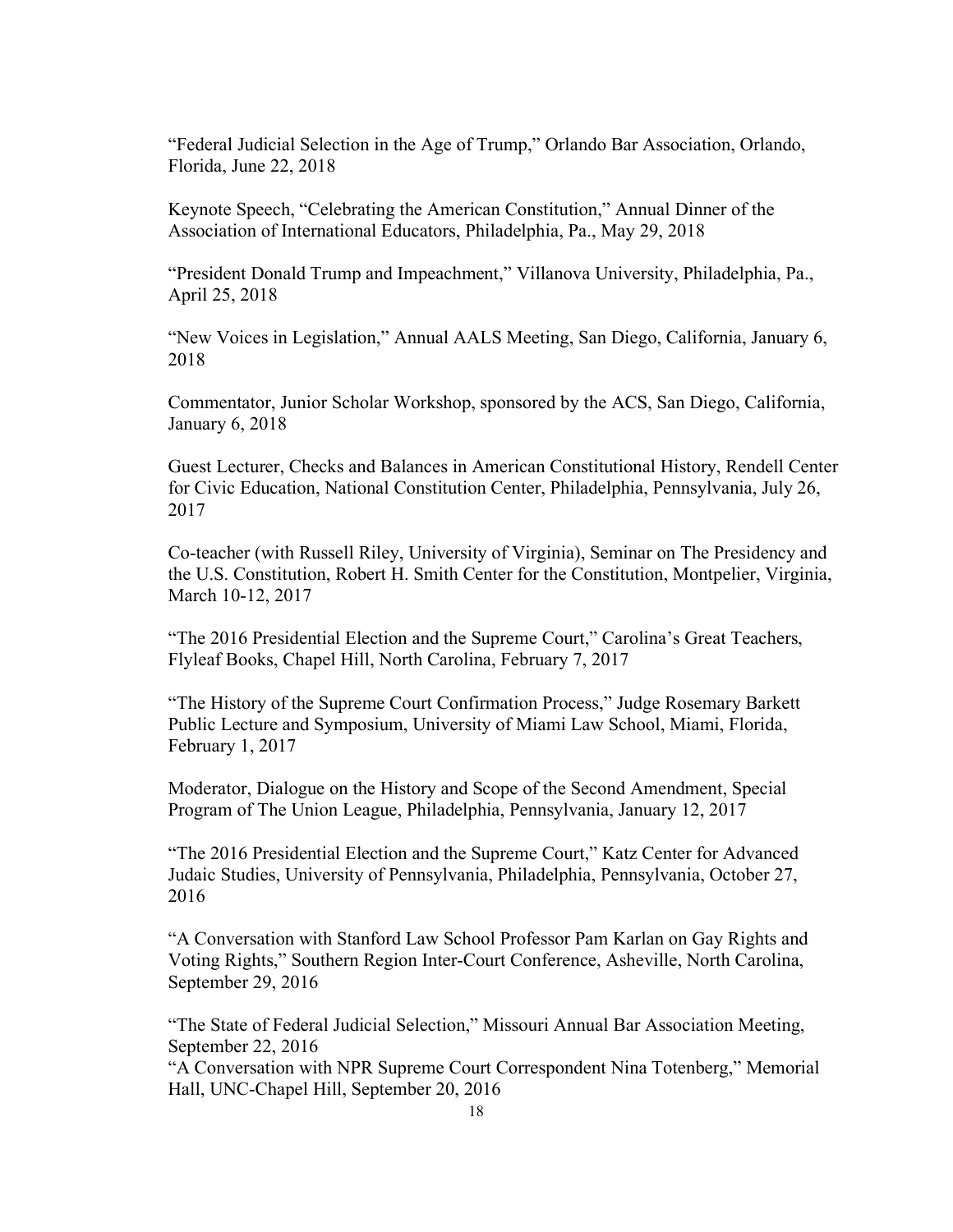"Federal Judicial Selection in the Age of Trump," Orlando Bar Association, Orlando, Florida, June 22, 2018

Keynote Speech, "Celebrating the American Constitution," Annual Dinner of the Association of International Educators, Philadelphia, Pa., May 29, 2018

"President Donald Trump and Impeachment," Villanova University, Philadelphia, Pa., April 25, 2018

"New Voices in Legislation," Annual AALS Meeting, San Diego, California, January 6, 2018

Commentator, Junior Scholar Workshop, sponsored by the ACS, San Diego, California, January 6, 2018

Guest Lecturer, Checks and Balances in American Constitutional History, Rendell Center for Civic Education, National Constitution Center, Philadelphia, Pennsylvania, July 26, 2017

Co-teacher (with Russell Riley, University of Virginia), Seminar on The Presidency and the U.S. Constitution, Robert H. Smith Center for the Constitution, Montpelier, Virginia, March 10-12, 2017

"The 2016 Presidential Election and the Supreme Court," Carolina's Great Teachers, Flyleaf Books, Chapel Hill, North Carolina, February 7, 2017

"The History of the Supreme Court Confirmation Process," Judge Rosemary Barkett Public Lecture and Symposium, University of Miami Law School, Miami, Florida, February 1, 2017

Moderator, Dialogue on the History and Scope of the Second Amendment, Special Program of The Union League, Philadelphia, Pennsylvania, January 12, 2017

"The 2016 Presidential Election and the Supreme Court," Katz Center for Advanced Judaic Studies, University of Pennsylvania, Philadelphia, Pennsylvania, October 27, 2016

"A Conversation with Stanford Law School Professor Pam Karlan on Gay Rights and Voting Rights," Southern Region Inter-Court Conference, Asheville, North Carolina, September 29, 2016

"The State of Federal Judicial Selection," Missouri Annual Bar Association Meeting, September 22, 2016

"A Conversation with NPR Supreme Court Correspondent Nina Totenberg," Memorial Hall, UNC-Chapel Hill, September 20, 2016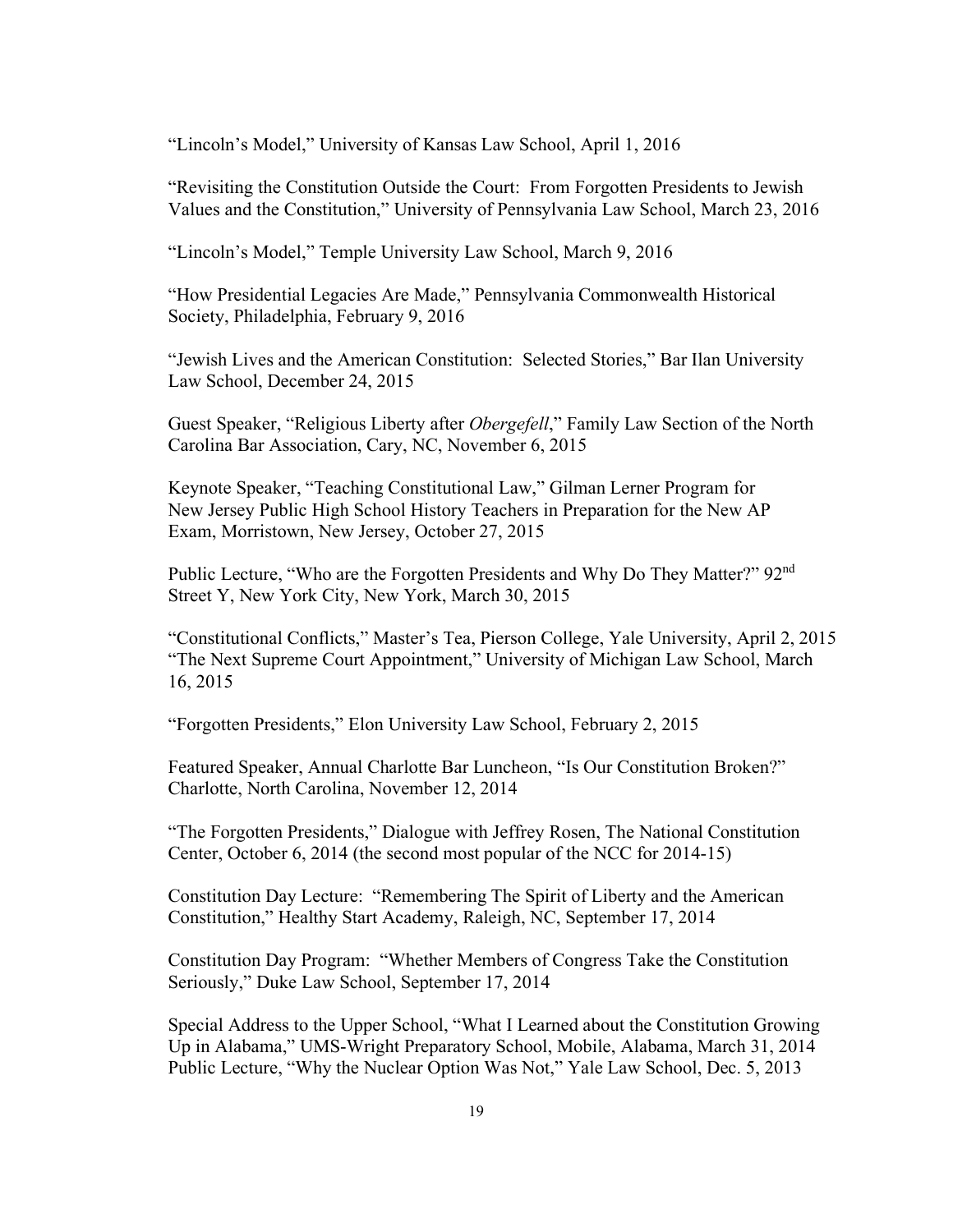"Lincoln's Model," University of Kansas Law School, April 1, 2016

"Revisiting the Constitution Outside the Court: From Forgotten Presidents to Jewish Values and the Constitution," University of Pennsylvania Law School, March 23, 2016

"Lincoln's Model," Temple University Law School, March 9, 2016

"How Presidential Legacies Are Made," Pennsylvania Commonwealth Historical Society, Philadelphia, February 9, 2016

"Jewish Lives and the American Constitution: Selected Stories," Bar Ilan University Law School, December 24, 2015

Guest Speaker, "Religious Liberty after *Obergefell*," Family Law Section of the North Carolina Bar Association, Cary, NC, November 6, 2015

Keynote Speaker, "Teaching Constitutional Law," Gilman Lerner Program for New Jersey Public High School History Teachers in Preparation for the New AP Exam, Morristown, New Jersey, October 27, 2015

Public Lecture, "Who are the Forgotten Presidents and Why Do They Matter?" 92nd Street Y, New York City, New York, March 30, 2015

"Constitutional Conflicts," Master's Tea, Pierson College, Yale University, April 2, 2015
"The Next Supreme Court Appointment," University of Michigan Law School, March 16, 2015

"Forgotten Presidents," Elon University Law School, February 2, 2015

Featured Speaker, Annual Charlotte Bar Luncheon, "Is Our Constitution Broken?" Charlotte, North Carolina, November 12, 2014

"The Forgotten Presidents," Dialogue with Jeffrey Rosen, The National Constitution Center, October 6, 2014 (the second most popular of the NCC for 2014-15)

Constitution Day Lecture: "Remembering The Spirit of Liberty and the American Constitution," Healthy Start Academy, Raleigh, NC, September 17, 2014

Constitution Day Program: "Whether Members of Congress Take the Constitution Seriously," Duke Law School, September 17, 2014

Special Address to the Upper School, "What I Learned about the Constitution Growing Up in Alabama," UMS-Wright Preparatory School, Mobile, Alabama, March 31, 2014
Public Lecture, "Why the Nuclear Option Was Not," Yale Law School, Dec. 5, 2013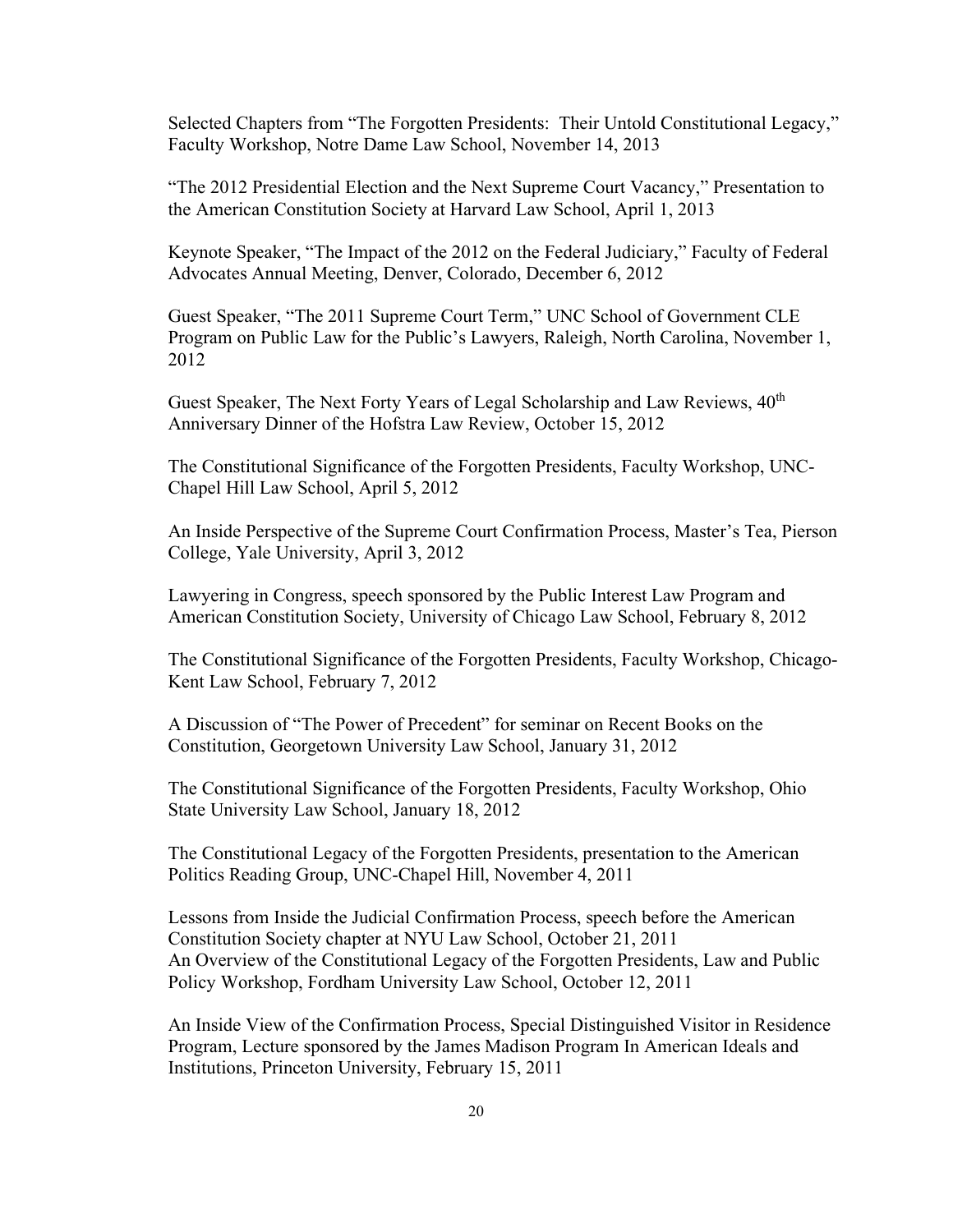Selected Chapters from “The Forgotten Presidents: Their Untold Constitutional Legacy,” Faculty Workshop, Notre Dame Law School, November 14, 2013

“The 2012 Presidential Election and the Next Supreme Court Vacancy,” Presentation to the American Constitution Society at Harvard Law School, April 1, 2013

Keynote Speaker, “The Impact of the 2012 on the Federal Judiciary,” Faculty of Federal Advocates Annual Meeting, Denver, Colorado, December 6, 2012

Guest Speaker, “The 2011 Supreme Court Term,” UNC School of Government CLE Program on Public Law for the Public’s Lawyers, Raleigh, North Carolina, November 1, 2012

Guest Speaker, The Next Forty Years of Legal Scholarship and Law Reviews, 40th Anniversary Dinner of the Hofstra Law Review, October 15, 2012

The Constitutional Significance of the Forgotten Presidents, Faculty Workshop, UNC-Chapel Hill Law School, April 5, 2012

An Inside Perspective of the Supreme Court Confirmation Process, Master’s Tea, Pierson College, Yale University, April 3, 2012

Lawyering in Congress, speech sponsored by the Public Interest Law Program and American Constitution Society, University of Chicago Law School, February 8, 2012

The Constitutional Significance of the Forgotten Presidents, Faculty Workshop, Chicago-Kent Law School, February 7, 2012

A Discussion of “The Power of Precedent” for seminar on Recent Books on the Constitution, Georgetown University Law School, January 31, 2012

The Constitutional Significance of the Forgotten Presidents, Faculty Workshop, Ohio State University Law School, January 18, 2012

The Constitutional Legacy of the Forgotten Presidents, presentation to the American Politics Reading Group, UNC-Chapel Hill, November 4, 2011

Lessons from Inside the Judicial Confirmation Process, speech before the American Constitution Society chapter at NYU Law School, October 21, 2011

An Overview of the Constitutional Legacy of the Forgotten Presidents, Law and Public Policy Workshop, Fordham University Law School, October 12, 2011

An Inside View of the Confirmation Process, Special Distinguished Visitor in Residence Program, Lecture sponsored by the James Madison Program In American Ideals and Institutions, Princeton University, February 15, 2011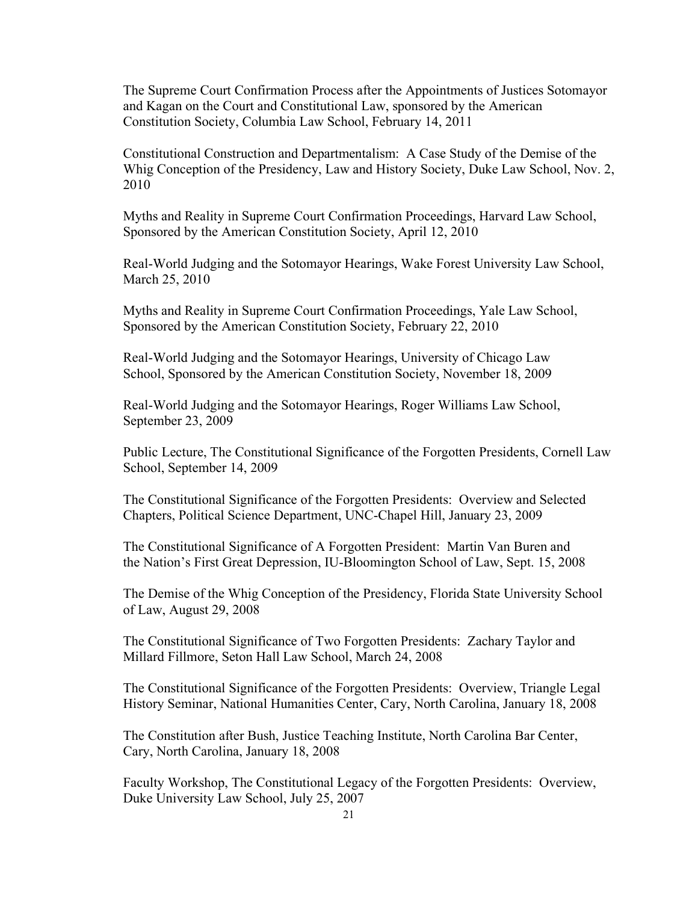The Supreme Court Confirmation Process after the Appointments of Justices Sotomayor and Kagan on the Court and Constitutional Law, sponsored by the American Constitution Society, Columbia Law School, February 14, 2011

Constitutional Construction and Departmentalism: A Case Study of the Demise of the Whig Conception of the Presidency, Law and History Society, Duke Law School, Nov. 2, 2010

Myths and Reality in Supreme Court Confirmation Proceedings, Harvard Law School, Sponsored by the American Constitution Society, April 12, 2010

Real-World Judging and the Sotomayor Hearings, Wake Forest University Law School, March 25, 2010

Myths and Reality in Supreme Court Confirmation Proceedings, Yale Law School, Sponsored by the American Constitution Society, February 22, 2010

Real-World Judging and the Sotomayor Hearings, University of Chicago Law School, Sponsored by the American Constitution Society, November 18, 2009

Real-World Judging and the Sotomayor Hearings, Roger Williams Law School, September 23, 2009

Public Lecture, The Constitutional Significance of the Forgotten Presidents, Cornell Law School, September 14, 2009

The Constitutional Significance of the Forgotten Presidents: Overview and Selected Chapters, Political Science Department, UNC-Chapel Hill, January 23, 2009

The Constitutional Significance of A Forgotten President: Martin Van Buren and the Nation's First Great Depression, IU-Bloomington School of Law, Sept. 15, 2008

The Demise of the Whig Conception of the Presidency, Florida State University School of Law, August 29, 2008

The Constitutional Significance of Two Forgotten Presidents: Zachary Taylor and Millard Fillmore, Seton Hall Law School, March 24, 2008

The Constitutional Significance of the Forgotten Presidents: Overview, Triangle Legal History Seminar, National Humanities Center, Cary, North Carolina, January 18, 2008

The Constitution after Bush, Justice Teaching Institute, North Carolina Bar Center, Cary, North Carolina, January 18, 2008

Faculty Workshop, The Constitutional Legacy of the Forgotten Presidents: Overview, Duke University Law School, July 25, 2007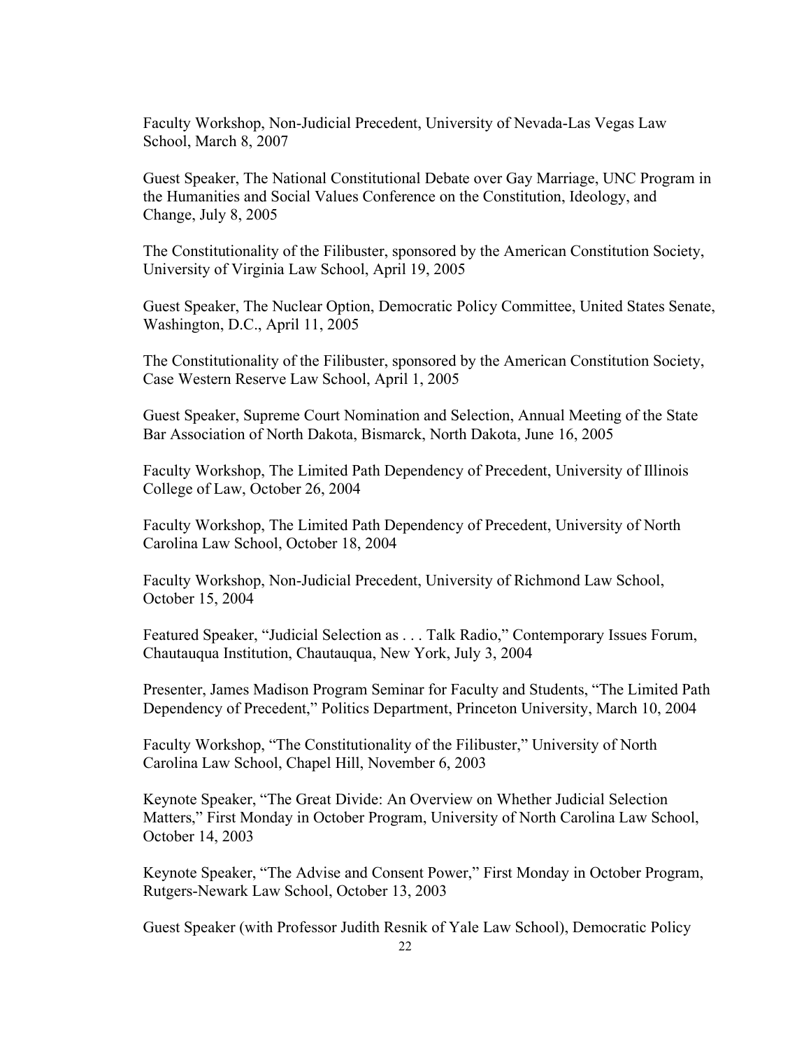Faculty Workshop, Non-Judicial Precedent, University of Nevada-Las Vegas Law School, March 8, 2007

Guest Speaker, The National Constitutional Debate over Gay Marriage, UNC Program in the Humanities and Social Values Conference on the Constitution, Ideology, and Change, July 8, 2005

The Constitutionality of the Filibuster, sponsored by the American Constitution Society, University of Virginia Law School, April 19, 2005

Guest Speaker, The Nuclear Option, Democratic Policy Committee, United States Senate, Washington, D.C., April 11, 2005

The Constitutionality of the Filibuster, sponsored by the American Constitution Society, Case Western Reserve Law School, April 1, 2005

Guest Speaker, Supreme Court Nomination and Selection, Annual Meeting of the State Bar Association of North Dakota, Bismarck, North Dakota, June 16, 2005

Faculty Workshop, The Limited Path Dependency of Precedent, University of Illinois College of Law, October 26, 2004

Faculty Workshop, The Limited Path Dependency of Precedent, University of North Carolina Law School, October 18, 2004

Faculty Workshop, Non-Judicial Precedent, University of Richmond Law School, October 15, 2004

Featured Speaker, "Judicial Selection as . . . Talk Radio," Contemporary Issues Forum, Chautauqua Institution, Chautauqua, New York, July 3, 2004

Presenter, James Madison Program Seminar for Faculty and Students, "The Limited Path Dependency of Precedent," Politics Department, Princeton University, March 10, 2004

Faculty Workshop, "The Constitutionality of the Filibuster," University of North Carolina Law School, Chapel Hill, November 6, 2003

Keynote Speaker, "The Great Divide: An Overview on Whether Judicial Selection Matters," First Monday in October Program, University of North Carolina Law School, October 14, 2003

Keynote Speaker, "The Advise and Consent Power," First Monday in October Program, Rutgers-Newark Law School, October 13, 2003

Guest Speaker (with Professor Judith Resnik of Yale Law School), Democratic Policy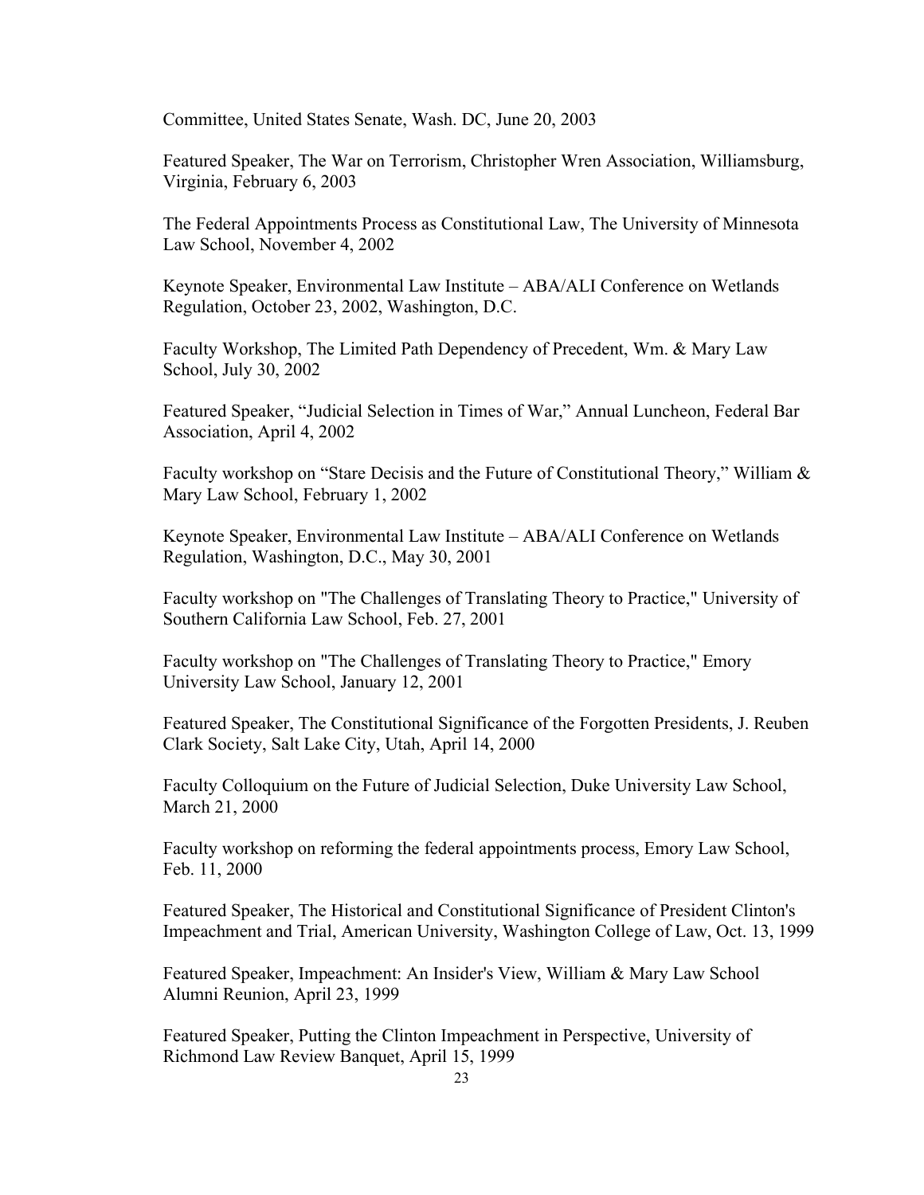Committee, United States Senate, Wash. DC, June 20, 2003

Featured Speaker, The War on Terrorism, Christopher Wren Association, Williamsburg, Virginia, February 6, 2003

The Federal Appointments Process as Constitutional Law, The University of Minnesota Law School, November 4, 2002

Keynote Speaker, Environmental Law Institute – ABA/ALI Conference on Wetlands Regulation, October 23, 2002, Washington, D.C.

Faculty Workshop, The Limited Path Dependency of Precedent, Wm. & Mary Law School, July 30, 2002

Featured Speaker, "Judicial Selection in Times of War," Annual Luncheon, Federal Bar Association, April 4, 2002

Faculty workshop on "Stare Decisis and the Future of Constitutional Theory," William & Mary Law School, February 1, 2002

Keynote Speaker, Environmental Law Institute – ABA/ALI Conference on Wetlands Regulation, Washington, D.C., May 30, 2001

Faculty workshop on "The Challenges of Translating Theory to Practice," University of Southern California Law School, Feb. 27, 2001

Faculty workshop on "The Challenges of Translating Theory to Practice," Emory University Law School, January 12, 2001

Featured Speaker, The Constitutional Significance of the Forgotten Presidents, J. Reuben Clark Society, Salt Lake City, Utah, April 14, 2000

Faculty Colloquium on the Future of Judicial Selection, Duke University Law School, March 21, 2000

Faculty workshop on reforming the federal appointments process, Emory Law School, Feb. 11, 2000

Featured Speaker, The Historical and Constitutional Significance of President Clinton's Impeachment and Trial, American University, Washington College of Law, Oct. 13, 1999

Featured Speaker, Impeachment: An Insider's View, William & Mary Law School Alumni Reunion, April 23, 1999

Featured Speaker, Putting the Clinton Impeachment in Perspective, University of Richmond Law Review Banquet, April 15, 1999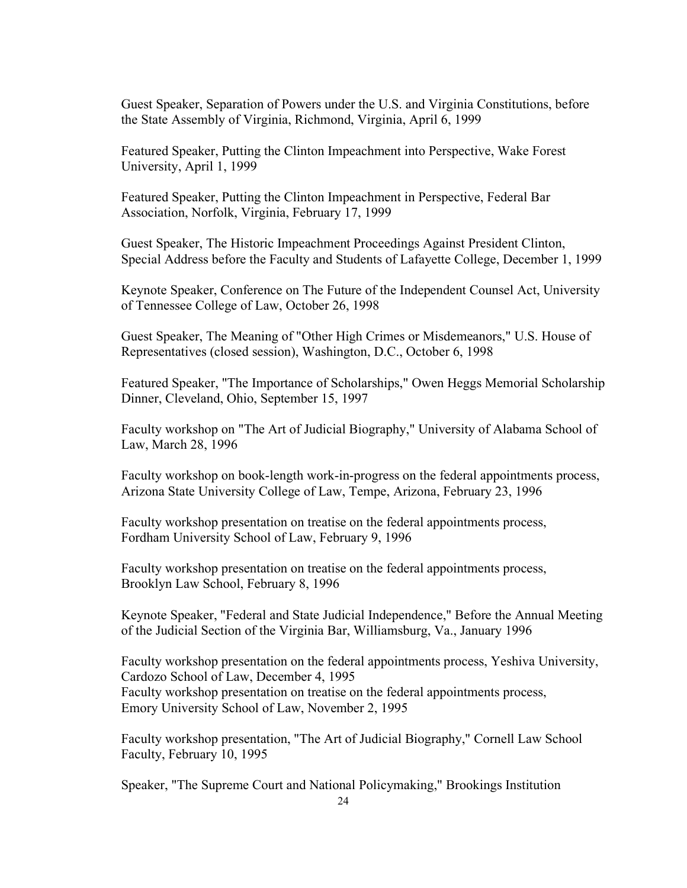Guest Speaker, Separation of Powers under the U.S. and Virginia Constitutions, before the State Assembly of Virginia, Richmond, Virginia, April 6, 1999

Featured Speaker, Putting the Clinton Impeachment into Perspective, Wake Forest University, April 1, 1999

Featured Speaker, Putting the Clinton Impeachment in Perspective, Federal Bar Association, Norfolk, Virginia, February 17, 1999

Guest Speaker, The Historic Impeachment Proceedings Against President Clinton, Special Address before the Faculty and Students of Lafayette College, December 1, 1999

Keynote Speaker, Conference on The Future of the Independent Counsel Act, University of Tennessee College of Law, October 26, 1998

Guest Speaker, The Meaning of "Other High Crimes or Misdemeanors," U.S. House of Representatives (closed session), Washington, D.C., October 6, 1998

Featured Speaker, "The Importance of Scholarships," Owen Heggs Memorial Scholarship Dinner, Cleveland, Ohio, September 15, 1997

Faculty workshop on "The Art of Judicial Biography," University of Alabama School of Law, March 28, 1996

Faculty workshop on book-length work-in-progress on the federal appointments process, Arizona State University College of Law, Tempe, Arizona, February 23, 1996

Faculty workshop presentation on treatise on the federal appointments process, Fordham University School of Law, February 9, 1996

Faculty workshop presentation on treatise on the federal appointments process, Brooklyn Law School, February 8, 1996

Keynote Speaker, "Federal and State Judicial Independence," Before the Annual Meeting of the Judicial Section of the Virginia Bar, Williamsburg, Va., January 1996

Faculty workshop presentation on the federal appointments process, Yeshiva University, Cardozo School of Law, December 4, 1995

Faculty workshop presentation on treatise on the federal appointments process, Emory University School of Law, November 2, 1995

Faculty workshop presentation, "The Art of Judicial Biography," Cornell Law School Faculty, February 10, 1995

Speaker, "The Supreme Court and National Policymaking," Brookings Institution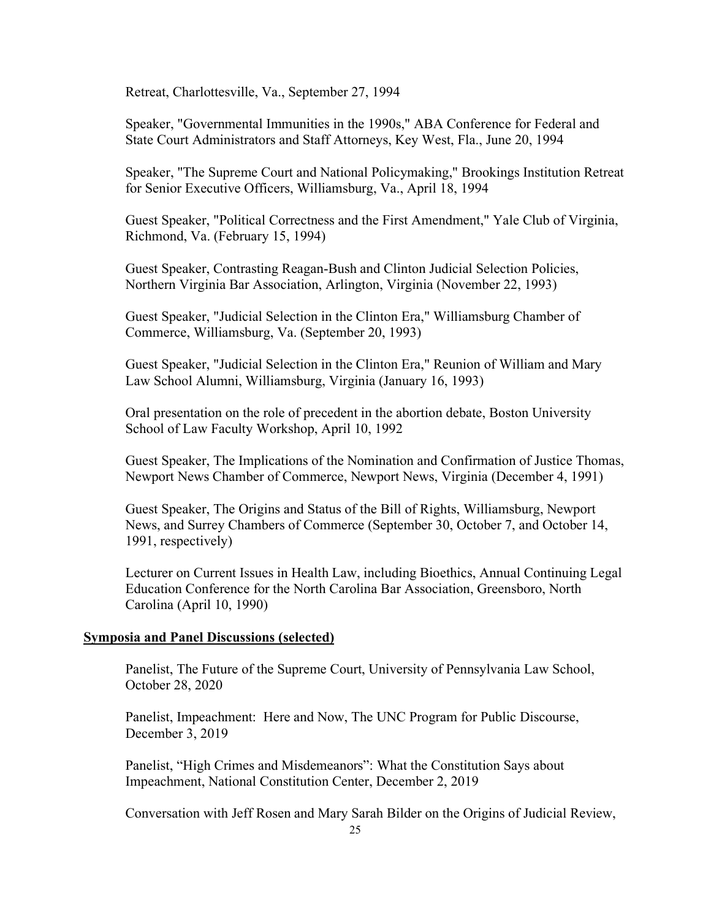Retreat, Charlottesville, Va., September 27, 1994

Speaker, "Governmental Immunities in the 1990s," ABA Conference for Federal and State Court Administrators and Staff Attorneys, Key West, Fla., June 20, 1994

Speaker, "The Supreme Court and National Policymaking," Brookings Institution Retreat for Senior Executive Officers, Williamsburg, Va., April 18, 1994

Guest Speaker, "Political Correctness and the First Amendment," Yale Club of Virginia, Richmond, Va. (February 15, 1994)

Guest Speaker, Contrasting Reagan-Bush and Clinton Judicial Selection Policies, Northern Virginia Bar Association, Arlington, Virginia (November 22, 1993)

Guest Speaker, "Judicial Selection in the Clinton Era," Williamsburg Chamber of Commerce, Williamsburg, Va. (September 20, 1993)

Guest Speaker, "Judicial Selection in the Clinton Era," Reunion of William and Mary Law School Alumni, Williamsburg, Virginia (January 16, 1993)

Oral presentation on the role of precedent in the abortion debate, Boston University School of Law Faculty Workshop, April 10, 1992

Guest Speaker, The Implications of the Nomination and Confirmation of Justice Thomas, Newport News Chamber of Commerce, Newport News, Virginia (December 4, 1991)

Guest Speaker, The Origins and Status of the Bill of Rights, Williamsburg, Newport News, and Surrey Chambers of Commerce (September 30, October 7, and October 14, 1991, respectively)

Lecturer on Current Issues in Health Law, including Bioethics, Annual Continuing Legal Education Conference for the North Carolina Bar Association, Greensboro, North Carolina (April 10, 1990)

**Symposia and Panel Discussions (selected)**

Panelist, The Future of the Supreme Court, University of Pennsylvania Law School, October 28, 2020

Panelist, Impeachment: Here and Now, The UNC Program for Public Discourse, December 3, 2019

Panelist, "High Crimes and Misdemeanors": What the Constitution Says about Impeachment, National Constitution Center, December 2, 2019

Conversation with Jeff Rosen and Mary Sarah Bilder on the Origins of Judicial Review,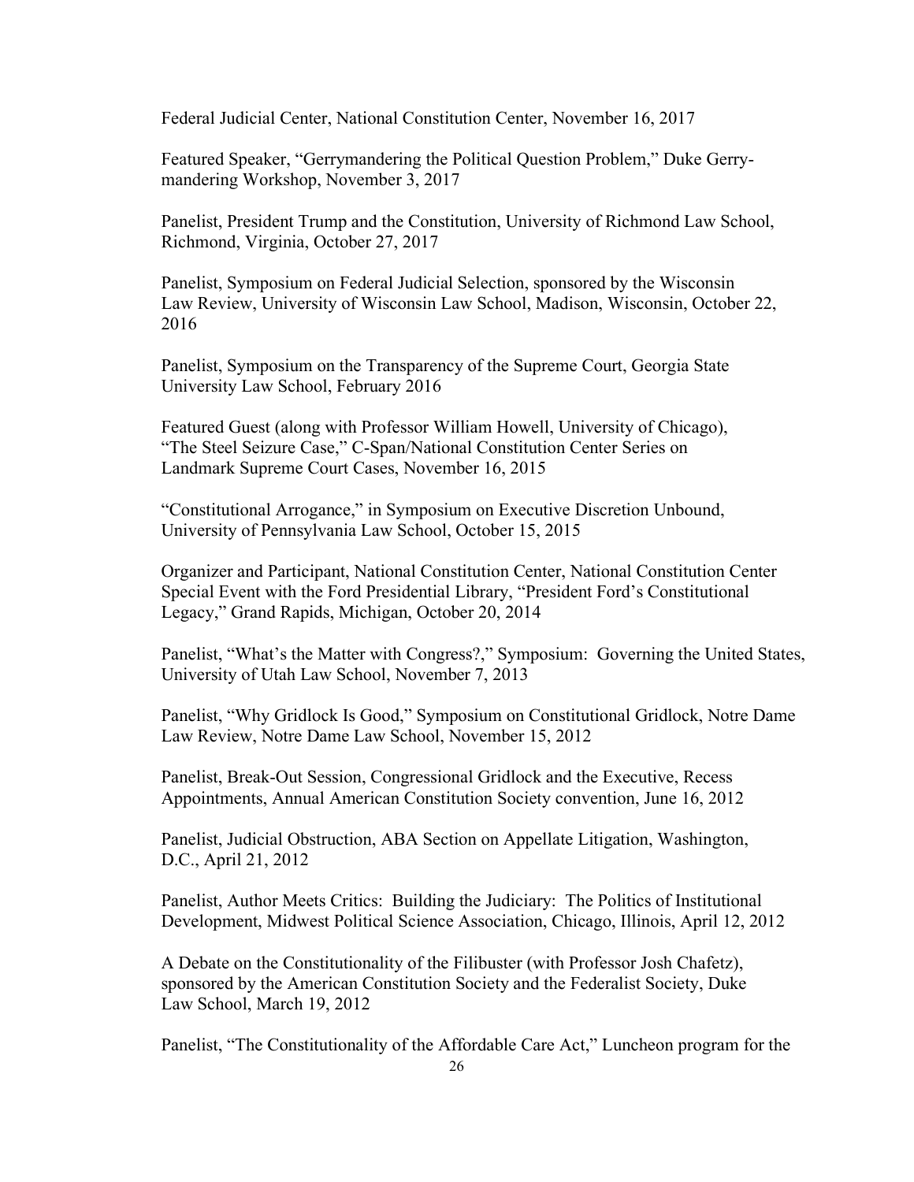Federal Judicial Center, National Constitution Center, November 16, 2017

Featured Speaker, "Gerrymandering the Political Question Problem," Duke Gerrymandering Workshop, November 3, 2017

Panelist, President Trump and the Constitution, University of Richmond Law School, Richmond, Virginia, October 27, 2017

Panelist, Symposium on Federal Judicial Selection, sponsored by the Wisconsin Law Review, University of Wisconsin Law School, Madison, Wisconsin, October 22, 2016

Panelist, Symposium on the Transparency of the Supreme Court, Georgia State University Law School, February 2016

Featured Guest (along with Professor William Howell, University of Chicago), "The Steel Seizure Case," C-Span/National Constitution Center Series on Landmark Supreme Court Cases, November 16, 2015

"Constitutional Arrogance," in Symposium on Executive Discretion Unbound, University of Pennsylvania Law School, October 15, 2015

Organizer and Participant, National Constitution Center, National Constitution Center Special Event with the Ford Presidential Library, "President Ford's Constitutional Legacy," Grand Rapids, Michigan, October 20, 2014

Panelist, "What's the Matter with Congress?," Symposium: Governing the United States, University of Utah Law School, November 7, 2013

Panelist, "Why Gridlock Is Good," Symposium on Constitutional Gridlock, Notre Dame Law Review, Notre Dame Law School, November 15, 2012

Panelist, Break-Out Session, Congressional Gridlock and the Executive, Recess Appointments, Annual American Constitution Society convention, June 16, 2012

Panelist, Judicial Obstruction, ABA Section on Appellate Litigation, Washington, D.C., April 21, 2012

Panelist, Author Meets Critics: Building the Judiciary: The Politics of Institutional Development, Midwest Political Science Association, Chicago, Illinois, April 12, 2012

A Debate on the Constitutionality of the Filibuster (with Professor Josh Chafetz), sponsored by the American Constitution Society and the Federalist Society, Duke Law School, March 19, 2012

Panelist, "The Constitutionality of the Affordable Care Act," Luncheon program for the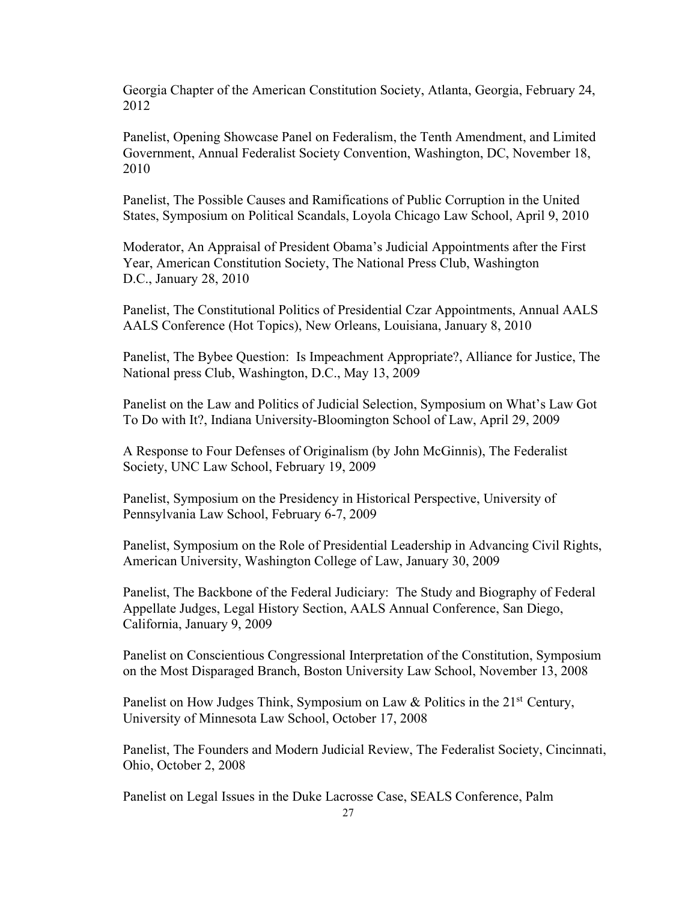Georgia Chapter of the American Constitution Society, Atlanta, Georgia, February 24, 2012

Panelist, Opening Showcase Panel on Federalism, the Tenth Amendment, and Limited Government, Annual Federalist Society Convention, Washington, DC, November 18, 2010

Panelist, The Possible Causes and Ramifications of Public Corruption in the United States, Symposium on Political Scandals, Loyola Chicago Law School, April 9, 2010

Moderator, An Appraisal of President Obama's Judicial Appointments after the First Year, American Constitution Society, The National Press Club, Washington D.C., January 28, 2010

Panelist, The Constitutional Politics of Presidential Czar Appointments, Annual AALS AALS Conference (Hot Topics), New Orleans, Louisiana, January 8, 2010

Panelist, The Bybee Question: Is Impeachment Appropriate?, Alliance for Justice, The National press Club, Washington, D.C., May 13, 2009

Panelist on the Law and Politics of Judicial Selection, Symposium on What's Law Got To Do with It?, Indiana University-Bloomington School of Law, April 29, 2009

A Response to Four Defenses of Originalism (by John McGinnis), The Federalist Society, UNC Law School, February 19, 2009

Panelist, Symposium on the Presidency in Historical Perspective, University of Pennsylvania Law School, February 6-7, 2009

Panelist, Symposium on the Role of Presidential Leadership in Advancing Civil Rights, American University, Washington College of Law, January 30, 2009

Panelist, The Backbone of the Federal Judiciary: The Study and Biography of Federal Appellate Judges, Legal History Section, AALS Annual Conference, San Diego, California, January 9, 2009

Panelist on Conscientious Congressional Interpretation of the Constitution, Symposium on the Most Disparaged Branch, Boston University Law School, November 13, 2008

Panelist on How Judges Think, Symposium on Law & Politics in the 21st Century, University of Minnesota Law School, October 17, 2008

Panelist, The Founders and Modern Judicial Review, The Federalist Society, Cincinnati, Ohio, October 2, 2008

Panelist on Legal Issues in the Duke Lacrosse Case, SEALS Conference, Palm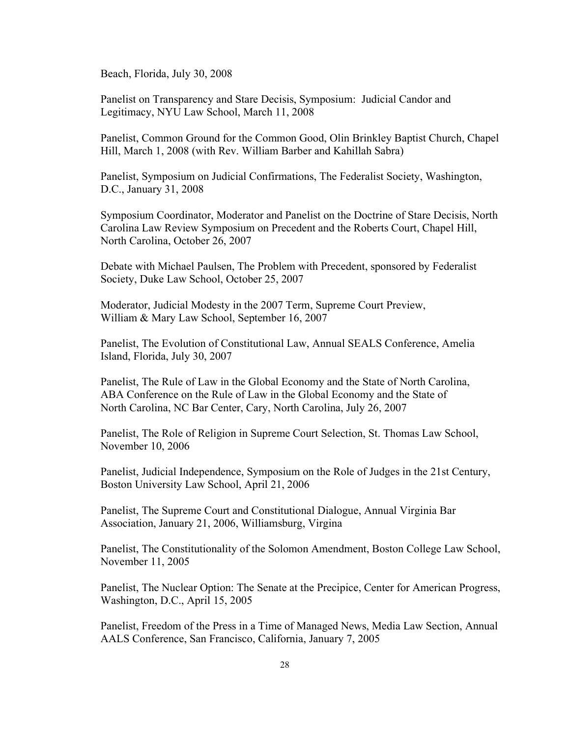Beach, Florida, July 30, 2008

Panelist on Transparency and Stare Decisis, Symposium: Judicial Candor and Legitimacy, NYU Law School, March 11, 2008

Panelist, Common Ground for the Common Good, Olin Brinkley Baptist Church, Chapel Hill, March 1, 2008 (with Rev. William Barber and Kahillah Sabra)

Panelist, Symposium on Judicial Confirmations, The Federalist Society, Washington, D.C., January 31, 2008

Symposium Coordinator, Moderator and Panelist on the Doctrine of Stare Decisis, North Carolina Law Review Symposium on Precedent and the Roberts Court, Chapel Hill, North Carolina, October 26, 2007

Debate with Michael Paulsen, The Problem with Precedent, sponsored by Federalist Society, Duke Law School, October 25, 2007

Moderator, Judicial Modesty in the 2007 Term, Supreme Court Preview, William & Mary Law School, September 16, 2007

Panelist, The Evolution of Constitutional Law, Annual SEALS Conference, Amelia Island, Florida, July 30, 2007

Panelist, The Rule of Law in the Global Economy and the State of North Carolina, ABA Conference on the Rule of Law in the Global Economy and the State of North Carolina, NC Bar Center, Cary, North Carolina, July 26, 2007

Panelist, The Role of Religion in Supreme Court Selection, St. Thomas Law School, November 10, 2006

Panelist, Judicial Independence, Symposium on the Role of Judges in the 21st Century, Boston University Law School, April 21, 2006

Panelist, The Supreme Court and Constitutional Dialogue, Annual Virginia Bar Association, January 21, 2006, Williamsburg, Virgina

Panelist, The Constitutionality of the Solomon Amendment, Boston College Law School, November 11, 2005

Panelist, The Nuclear Option: The Senate at the Precipice, Center for American Progress, Washington, D.C., April 15, 2005

Panelist, Freedom of the Press in a Time of Managed News, Media Law Section, Annual AALS Conference, San Francisco, California, January 7, 2005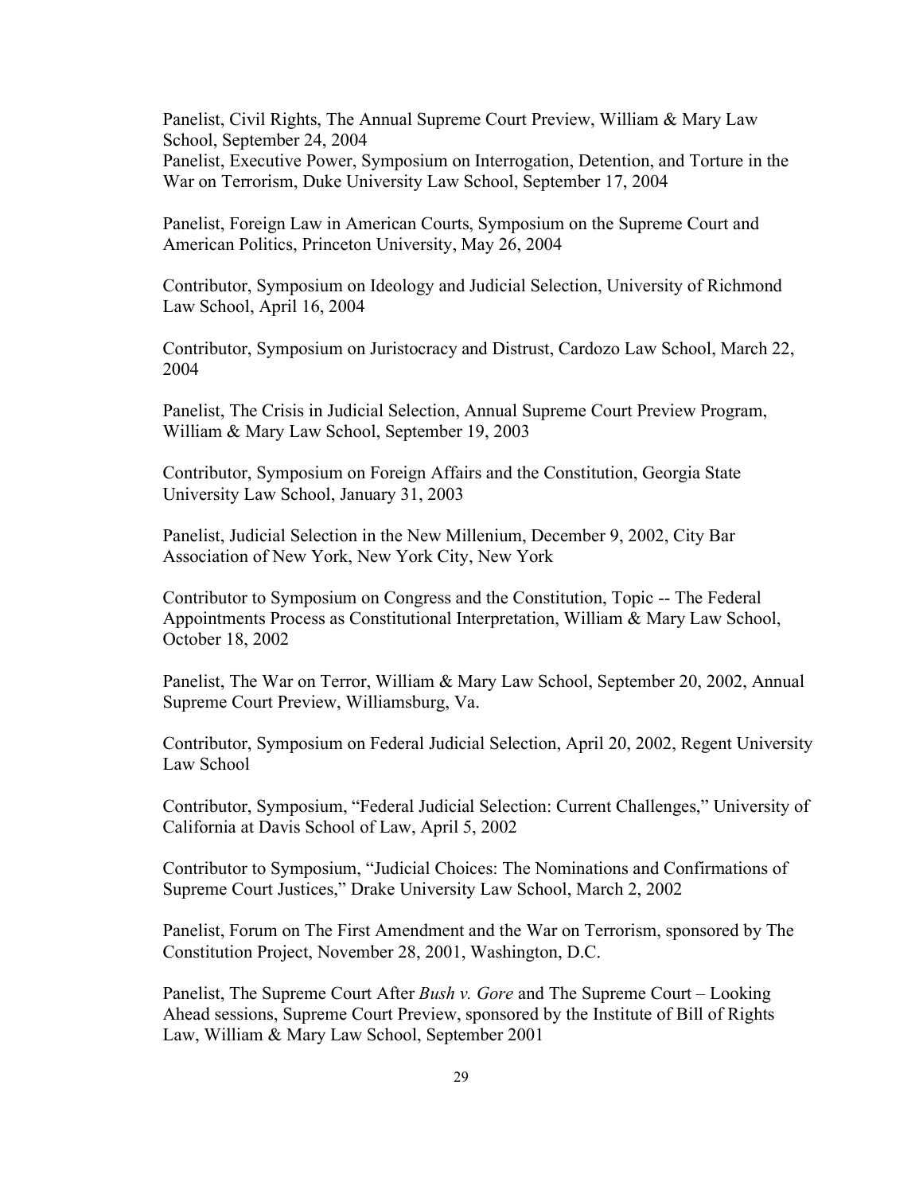Panelist, Civil Rights, The Annual Supreme Court Preview, William & Mary Law School, September 24, 2004

Panelist, Executive Power, Symposium on Interrogation, Detention, and Torture in the War on Terrorism, Duke University Law School, September 17, 2004

Panelist, Foreign Law in American Courts, Symposium on the Supreme Court and American Politics, Princeton University, May 26, 2004

Contributor, Symposium on Ideology and Judicial Selection, University of Richmond Law School, April 16, 2004

Contributor, Symposium on Juristocracy and Distrust, Cardozo Law School, March 22, 2004

Panelist, The Crisis in Judicial Selection, Annual Supreme Court Preview Program, William & Mary Law School, September 19, 2003

Contributor, Symposium on Foreign Affairs and the Constitution, Georgia State University Law School, January 31, 2003

Panelist, Judicial Selection in the New Millenium, December 9, 2002, City Bar Association of New York, New York City, New York

Contributor to Symposium on Congress and the Constitution, Topic -- The Federal Appointments Process as Constitutional Interpretation, William & Mary Law School, October 18, 2002

Panelist, The War on Terror, William & Mary Law School, September 20, 2002, Annual Supreme Court Preview, Williamsburg, Va.

Contributor, Symposium on Federal Judicial Selection, April 20, 2002, Regent University Law School

Contributor, Symposium, "Federal Judicial Selection: Current Challenges," University of California at Davis School of Law, April 5, 2002

Contributor to Symposium, "Judicial Choices: The Nominations and Confirmations of Supreme Court Justices," Drake University Law School, March 2, 2002

Panelist, Forum on The First Amendment and the War on Terrorism, sponsored by The Constitution Project, November 28, 2001, Washington, D.C.

Panelist, The Supreme Court After *Bush v. Gore* and The Supreme Court – Looking Ahead sessions, Supreme Court Preview, sponsored by the Institute of Bill of Rights Law, William & Mary Law School, September 2001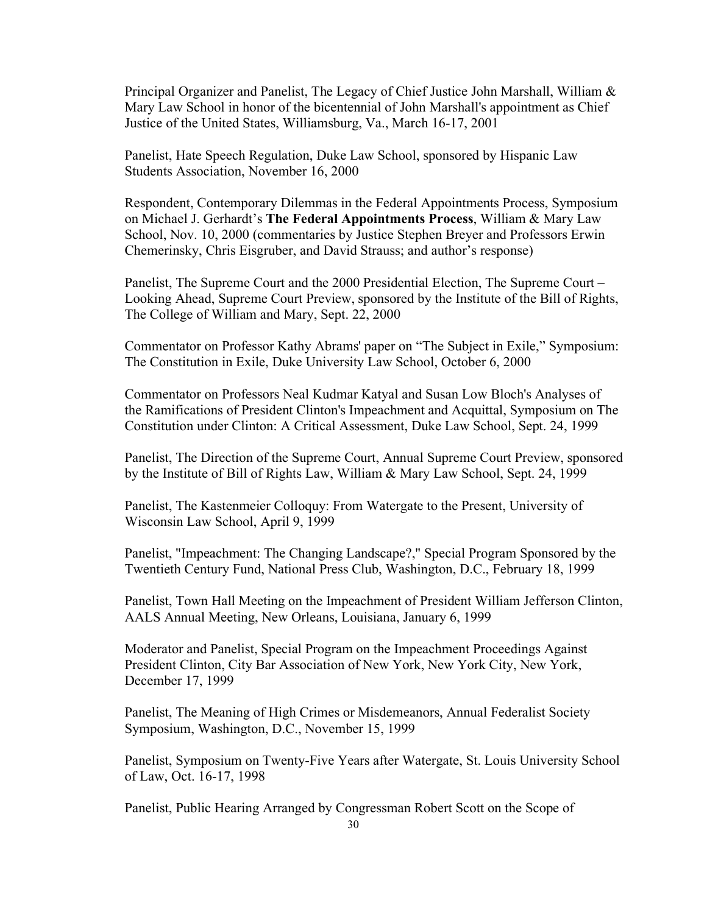Principal Organizer and Panelist, The Legacy of Chief Justice John Marshall, William & Mary Law School in honor of the bicentennial of John Marshall's appointment as Chief Justice of the United States, Williamsburg, Va., March 16-17, 2001

Panelist, Hate Speech Regulation, Duke Law School, sponsored by Hispanic Law Students Association, November 16, 2000

Respondent, Contemporary Dilemmas in the Federal Appointments Process, Symposium on Michael J. Gerhardt's **The Federal Appointments Process**, William & Mary Law School, Nov. 10, 2000 (commentaries by Justice Stephen Breyer and Professors Erwin Chemerinsky, Chris Eisgruber, and David Strauss; and author's response)

Panelist, The Supreme Court and the 2000 Presidential Election, The Supreme Court – Looking Ahead, Supreme Court Preview, sponsored by the Institute of the Bill of Rights, The College of William and Mary, Sept. 22, 2000

Commentator on Professor Kathy Abrams' paper on "The Subject in Exile," Symposium: The Constitution in Exile, Duke University Law School, October 6, 2000

Commentator on Professors Neal Kudmar Katyal and Susan Low Bloch's Analyses of the Ramifications of President Clinton's Impeachment and Acquittal, Symposium on The Constitution under Clinton: A Critical Assessment, Duke Law School, Sept. 24, 1999

Panelist, The Direction of the Supreme Court, Annual Supreme Court Preview, sponsored by the Institute of Bill of Rights Law, William & Mary Law School, Sept. 24, 1999

Panelist, The Kastenmeier Colloquy: From Watergate to the Present, University of Wisconsin Law School, April 9, 1999

Panelist, "Impeachment: The Changing Landscape?," Special Program Sponsored by the Twentieth Century Fund, National Press Club, Washington, D.C., February 18, 1999

Panelist, Town Hall Meeting on the Impeachment of President William Jefferson Clinton, AALS Annual Meeting, New Orleans, Louisiana, January 6, 1999

Moderator and Panelist, Special Program on the Impeachment Proceedings Against President Clinton, City Bar Association of New York, New York City, New York, December 17, 1999

Panelist, The Meaning of High Crimes or Misdemeanors, Annual Federalist Society Symposium, Washington, D.C., November 15, 1999

Panelist, Symposium on Twenty-Five Years after Watergate, St. Louis University School of Law, Oct. 16-17, 1998

Panelist, Public Hearing Arranged by Congressman Robert Scott on the Scope of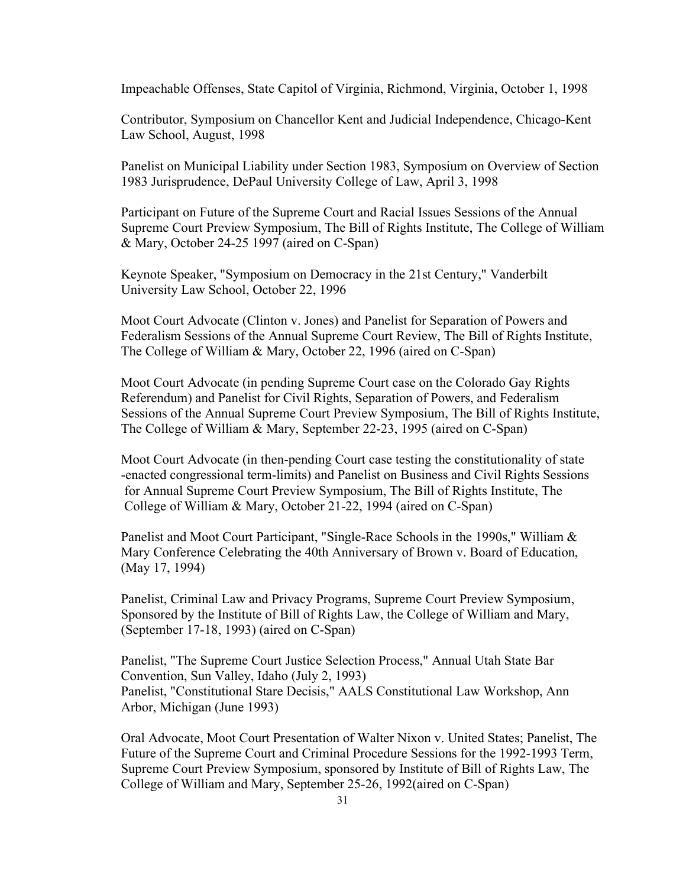Impeachable Offenses, State Capitol of Virginia, Richmond, Virginia, October 1, 1998

Contributor, Symposium on Chancellor Kent and Judicial Independence, Chicago-Kent Law School, August, 1998

Panelist on Municipal Liability under Section 1983, Symposium on Overview of Section 1983 Jurisprudence, DePaul University College of Law, April 3, 1998

Participant on Future of the Supreme Court and Racial Issues Sessions of the Annual Supreme Court Preview Symposium, The Bill of Rights Institute, The College of William & Mary, October 24-25 1997 (aired on C-Span)

Keynote Speaker, "Symposium on Democracy in the 21st Century," Vanderbilt University Law School, October 22, 1996

Moot Court Advocate (Clinton v. Jones) and Panelist for Separation of Powers and Federalism Sessions of the Annual Supreme Court Review, The Bill of Rights Institute, The College of William & Mary, October 22, 1996 (aired on C-Span)

Moot Court Advocate (in pending Supreme Court case on the Colorado Gay Rights Referendum) and Panelist for Civil Rights, Separation of Powers, and Federalism Sessions of the Annual Supreme Court Preview Symposium, The Bill of Rights Institute, The College of William & Mary, September 22-23, 1995 (aired on C-Span)

Moot Court Advocate (in then-pending Court case testing the constitutionality of state -enacted congressional term-limits) and Panelist on Business and Civil Rights Sessions for Annual Supreme Court Preview Symposium, The Bill of Rights Institute, The College of William & Mary, October 21-22, 1994 (aired on C-Span)

Panelist and Moot Court Participant, "Single-Race Schools in the 1990s," William & Mary Conference Celebrating the 40th Anniversary of Brown v. Board of Education, (May 17, 1994)

Panelist, Criminal Law and Privacy Programs, Supreme Court Preview Symposium, Sponsored by the Institute of Bill of Rights Law, the College of William and Mary, (September 17-18, 1993) (aired on C-Span)

Panelist, "The Supreme Court Justice Selection Process," Annual Utah State Bar Convention, Sun Valley, Idaho (July 2, 1993)
Panelist, "Constitutional Stare Decisis," AALS Constitutional Law Workshop, Ann Arbor, Michigan (June 1993)

Oral Advocate, Moot Court Presentation of Walter Nixon v. United States; Panelist, The Future of the Supreme Court and Criminal Procedure Sessions for the 1992-1993 Term, Supreme Court Preview Symposium, sponsored by Institute of Bill of Rights Law, The College of William and Mary, September 25-26, 1992(aired on C-Span)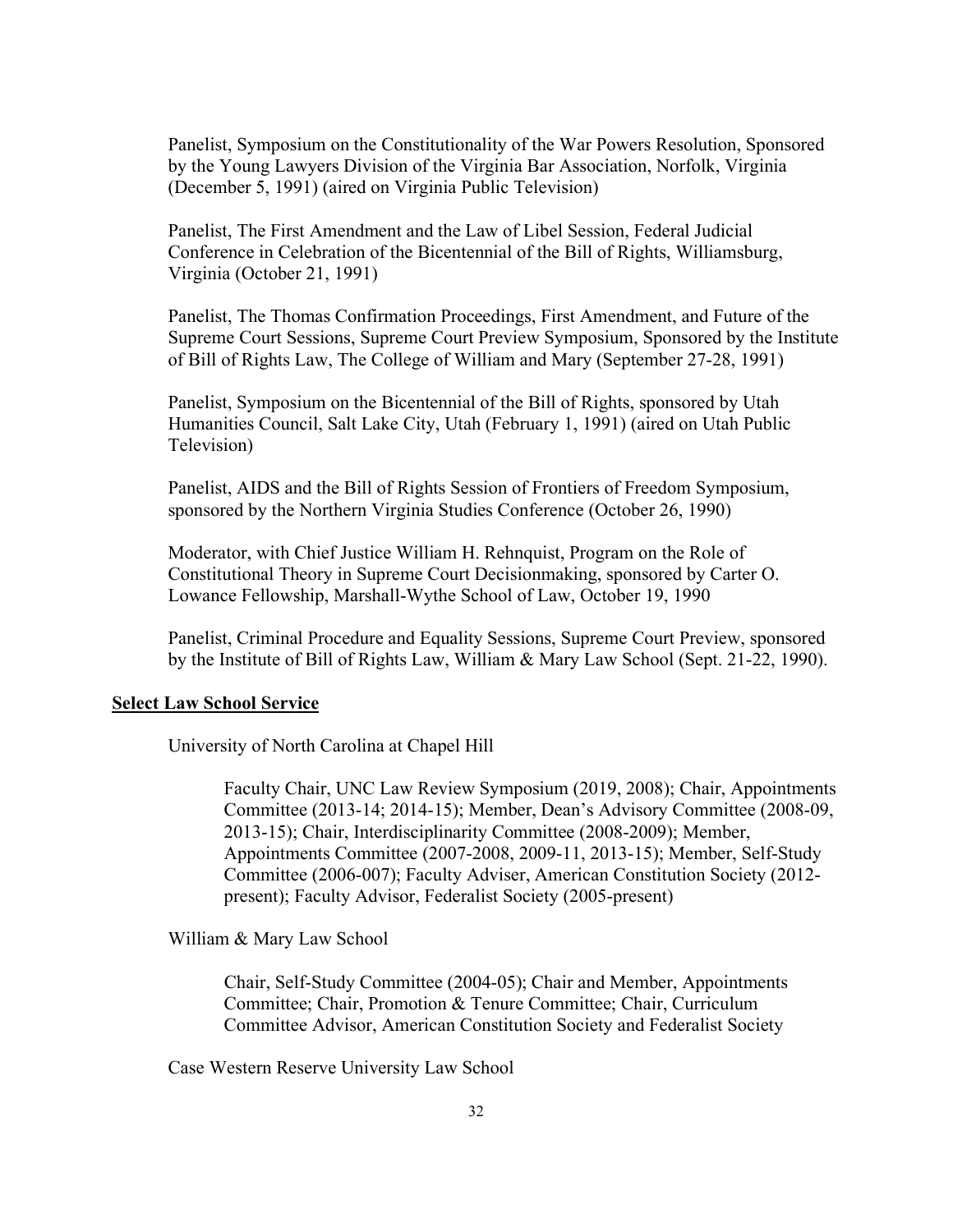Panelist, Symposium on the Constitutionality of the War Powers Resolution, Sponsored by the Young Lawyers Division of the Virginia Bar Association, Norfolk, Virginia (December 5, 1991) (aired on Virginia Public Television)

Panelist, The First Amendment and the Law of Libel Session, Federal Judicial Conference in Celebration of the Bicentennial of the Bill of Rights, Williamsburg, Virginia (October 21, 1991)

Panelist, The Thomas Confirmation Proceedings, First Amendment, and Future of the Supreme Court Sessions, Supreme Court Preview Symposium, Sponsored by the Institute of Bill of Rights Law, The College of William and Mary (September 27-28, 1991)

Panelist, Symposium on the Bicentennial of the Bill of Rights, sponsored by Utah Humanities Council, Salt Lake City, Utah (February 1, 1991) (aired on Utah Public Television)

Panelist, AIDS and the Bill of Rights Session of Frontiers of Freedom Symposium, sponsored by the Northern Virginia Studies Conference (October 26, 1990)

Moderator, with Chief Justice William H. Rehnquist, Program on the Role of Constitutional Theory in Supreme Court Decisionmaking, sponsored by Carter O. Lowance Fellowship, Marshall-Wythe School of Law, October 19, 1990

Panelist, Criminal Procedure and Equality Sessions, Supreme Court Preview, sponsored by the Institute of Bill of Rights Law, William & Mary Law School (Sept. 21-22, 1990).

## Select Law School Service

University of North Carolina at Chapel Hill

> Faculty Chair, UNC Law Review Symposium (2019, 2008); Chair, Appointments Committee (2013-14; 2014-15); Member, Dean's Advisory Committee (2008-09, 2013-15); Chair, Interdisciplinarity Committee (2008-2009); Member, Appointments Committee (2007-2008, 2009-11, 2013-15); Member, Self-Study Committee (2006-007); Faculty Adviser, American Constitution Society (2012-present); Faculty Advisor, Federalist Society (2005-present)

William & Mary Law School

> Chair, Self-Study Committee (2004-05); Chair and Member, Appointments Committee; Chair, Promotion & Tenure Committee; Chair, Curriculum Committee Advisor, American Constitution Society and Federalist Society

Case Western Reserve University Law School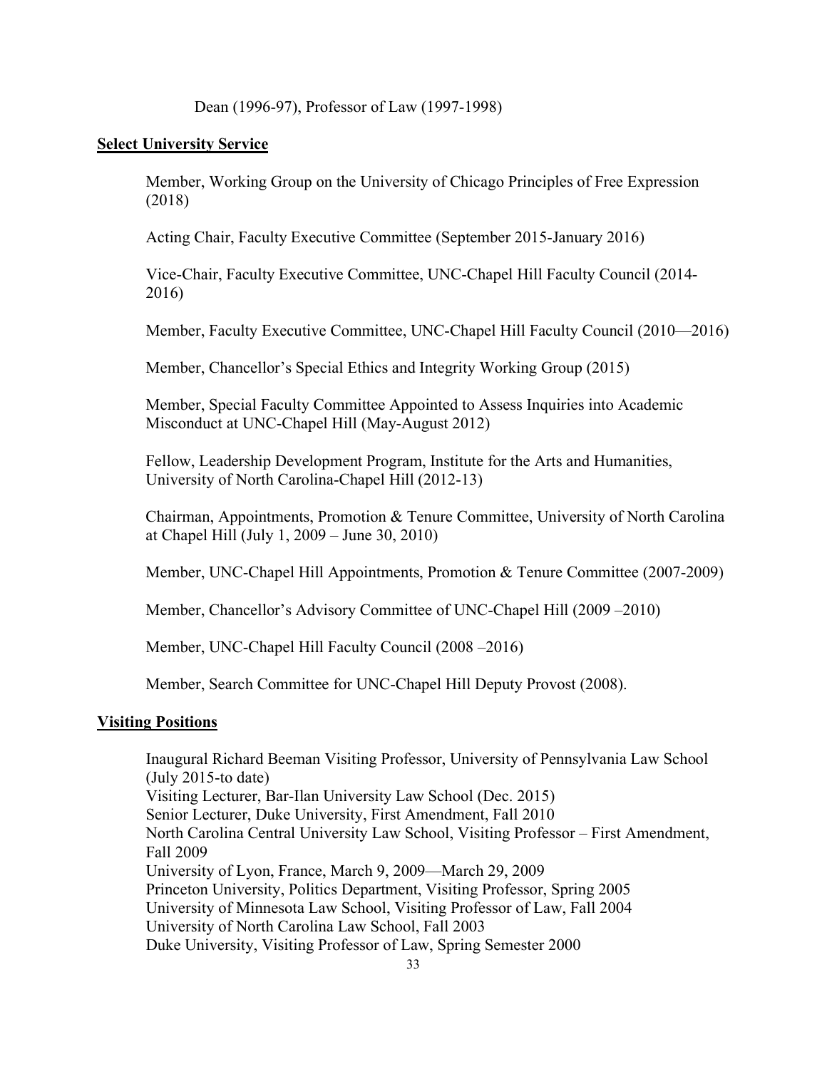Dean (1996-97), Professor of Law (1997-1998)

**Select University Service**

Member, Working Group on the University of Chicago Principles of Free Expression (2018)

Acting Chair, Faculty Executive Committee (September 2015-January 2016)

Vice-Chair, Faculty Executive Committee, UNC-Chapel Hill Faculty Council (2014-2016)

Member, Faculty Executive Committee, UNC-Chapel Hill Faculty Council (2010—2016)

Member, Chancellor's Special Ethics and Integrity Working Group (2015)

Member, Special Faculty Committee Appointed to Assess Inquiries into Academic Misconduct at UNC-Chapel Hill (May-August 2012)

Fellow, Leadership Development Program, Institute for the Arts and Humanities, University of North Carolina-Chapel Hill (2012-13)

Chairman, Appointments, Promotion & Tenure Committee, University of North Carolina at Chapel Hill (July 1, 2009 – June 30, 2010)

Member, UNC-Chapel Hill Appointments, Promotion & Tenure Committee (2007-2009)

Member, Chancellor's Advisory Committee of UNC-Chapel Hill (2009 –2010)

Member, UNC-Chapel Hill Faculty Council (2008 –2016)

Member, Search Committee for UNC-Chapel Hill Deputy Provost (2008).

**Visiting Positions**

Inaugural Richard Beeman Visiting Professor, University of Pennsylvania Law School (July 2015-to date)
Visiting Lecturer, Bar-Ilan University Law School (Dec. 2015)
Senior Lecturer, Duke University, First Amendment, Fall 2010
North Carolina Central University Law School, Visiting Professor – First Amendment, Fall 2009
University of Lyon, France, March 9, 2009—March 29, 2009
Princeton University, Politics Department, Visiting Professor, Spring 2005
University of Minnesota Law School, Visiting Professor of Law, Fall 2004
University of North Carolina Law School, Fall 2003
Duke University, Visiting Professor of Law, Spring Semester 2000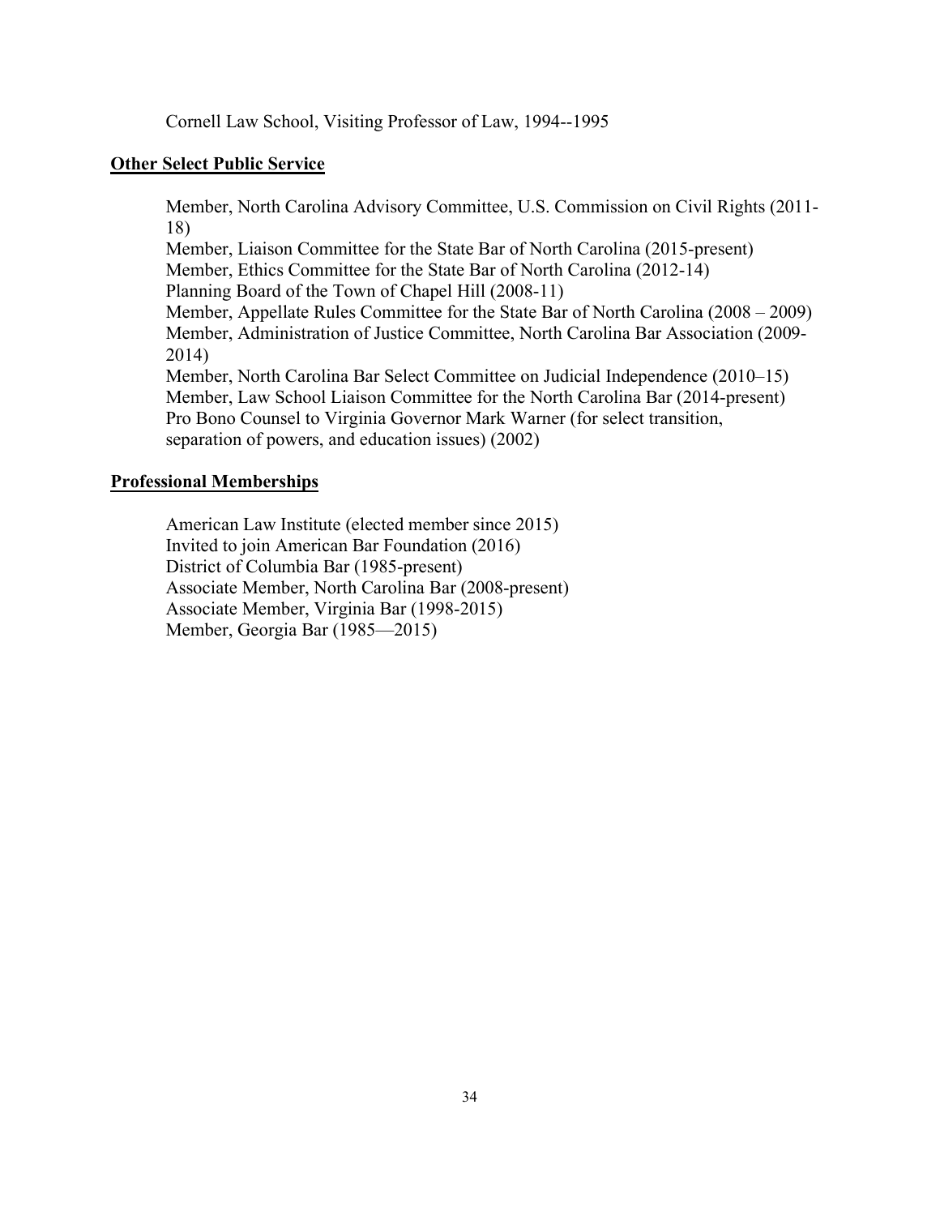Cornell Law School, Visiting Professor of Law, 1994--1995

## Other Select Public Service

Member, North Carolina Advisory Committee, U.S. Commission on Civil Rights (2011-18)
Member, Liaison Committee for the State Bar of North Carolina (2015-present)
Member, Ethics Committee for the State Bar of North Carolina (2012-14)
Planning Board of the Town of Chapel Hill (2008-11)
Member, Appellate Rules Committee for the State Bar of North Carolina (2008 – 2009)
Member, Administration of Justice Committee, North Carolina Bar Association (2009-2014)
Member, North Carolina Bar Select Committee on Judicial Independence (2010–15)
Member, Law School Liaison Committee for the North Carolina Bar (2014-present)
Pro Bono Counsel to Virginia Governor Mark Warner (for select transition, separation of powers, and education issues) (2002)

## Professional Memberships

American Law Institute (elected member since 2015)
Invited to join American Bar Foundation (2016)
District of Columbia Bar (1985-present)
Associate Member, North Carolina Bar (2008-present)
Associate Member, Virginia Bar (1998-2015)
Member, Georgia Bar (1985—2015)